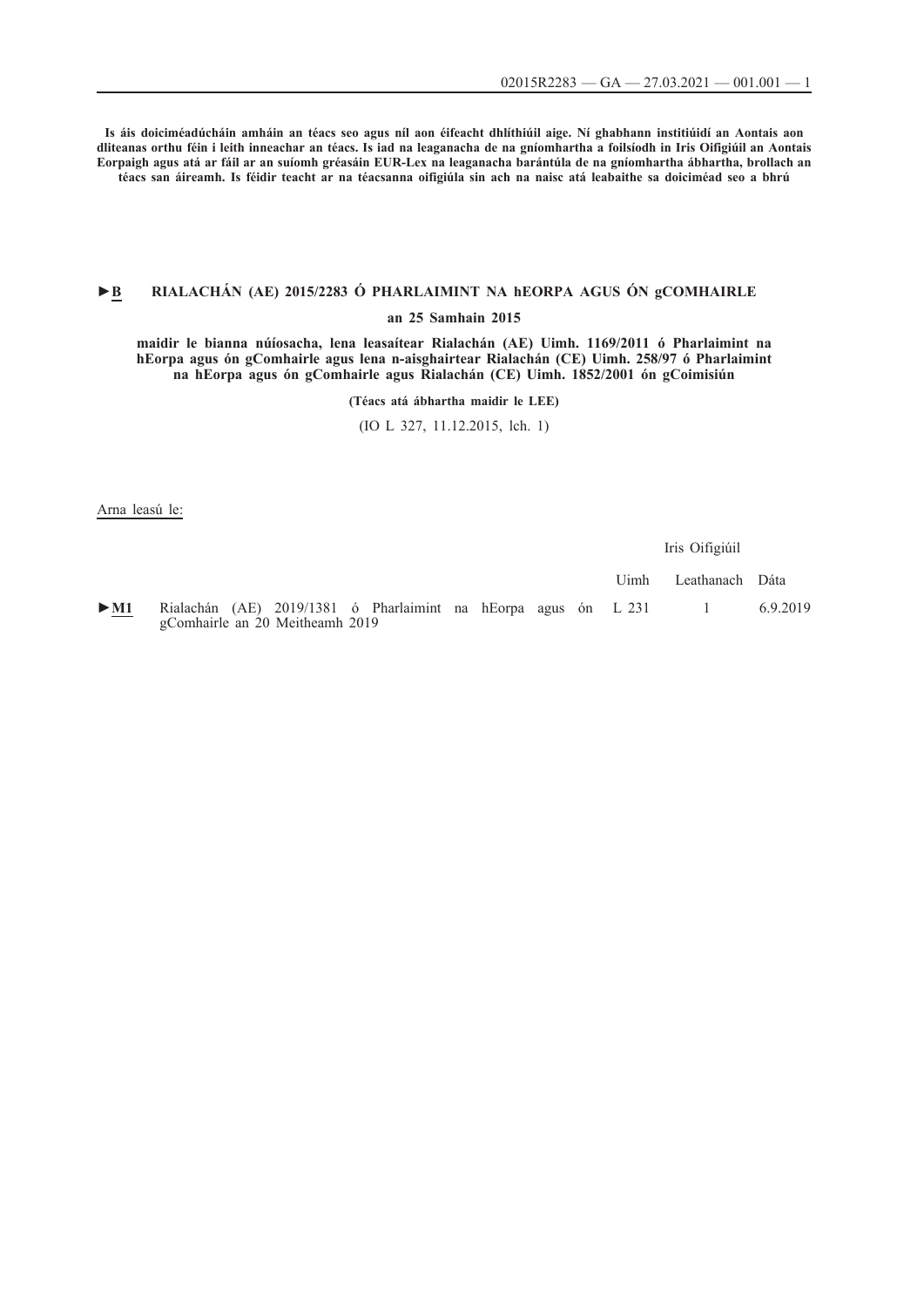**Is áis doiciméadúcháin amháin an téacs seo agus níl aon éifeacht dhlíthiúil aige. Ní ghabhann institiúidí an Aontais aon dliteanas orthu féin i leith inneachar an téacs. Is iad na leaganacha de na gníomhartha a foilsíodh in Iris Oifigiúil an Aontais Eorpaigh agus atá ar fáil ar an suíomh gréasáin EUR-Lex na leaganacha barántúla de na gníomhartha ábhartha, brollach an téacs san áireamh. Is féidir teacht ar na téacsanna oifigiúla sin ach na naisc atá leabaithe sa doiciméad seo a bhrú**

# ►B RIALACHÁN (AE) 2015/2283 Ó PHARLAIMINT NA hEORPA AGUS ÓN gCOMHAIRLE

**an 25 Samhain 2015**

**maidir le bianna núíosacha, lena leasaítear Rialachán (AE) Uimh. 1169/2011 ó Pharlaimint na hEorpa agus ón gComhairle agus lena n-aisghairtear Rialachán (CE) Uimh. 258/97 ó Pharlaimint na hEorpa agus ón gComhairle agus Rialachán (CE) Uimh. 1852/2001 ón gCoimisiún**

**(Téacs atá ábhartha maidir le LEE)**

(IO L 327, 11.12.2015, lch. 1)

Arna leasú le:

| | | Iris Oifigiúil | | |
|---|---|---|---|---|
| | | Uimh | Leathanach | Dáta |
| ►M1 | Rialachán (AE) 2019/1381 ó Pharlaimint na hEorpa agus ón gComhairle an 20 Meitheamh 2019 | L 231 | 1 | 6.9.2019 |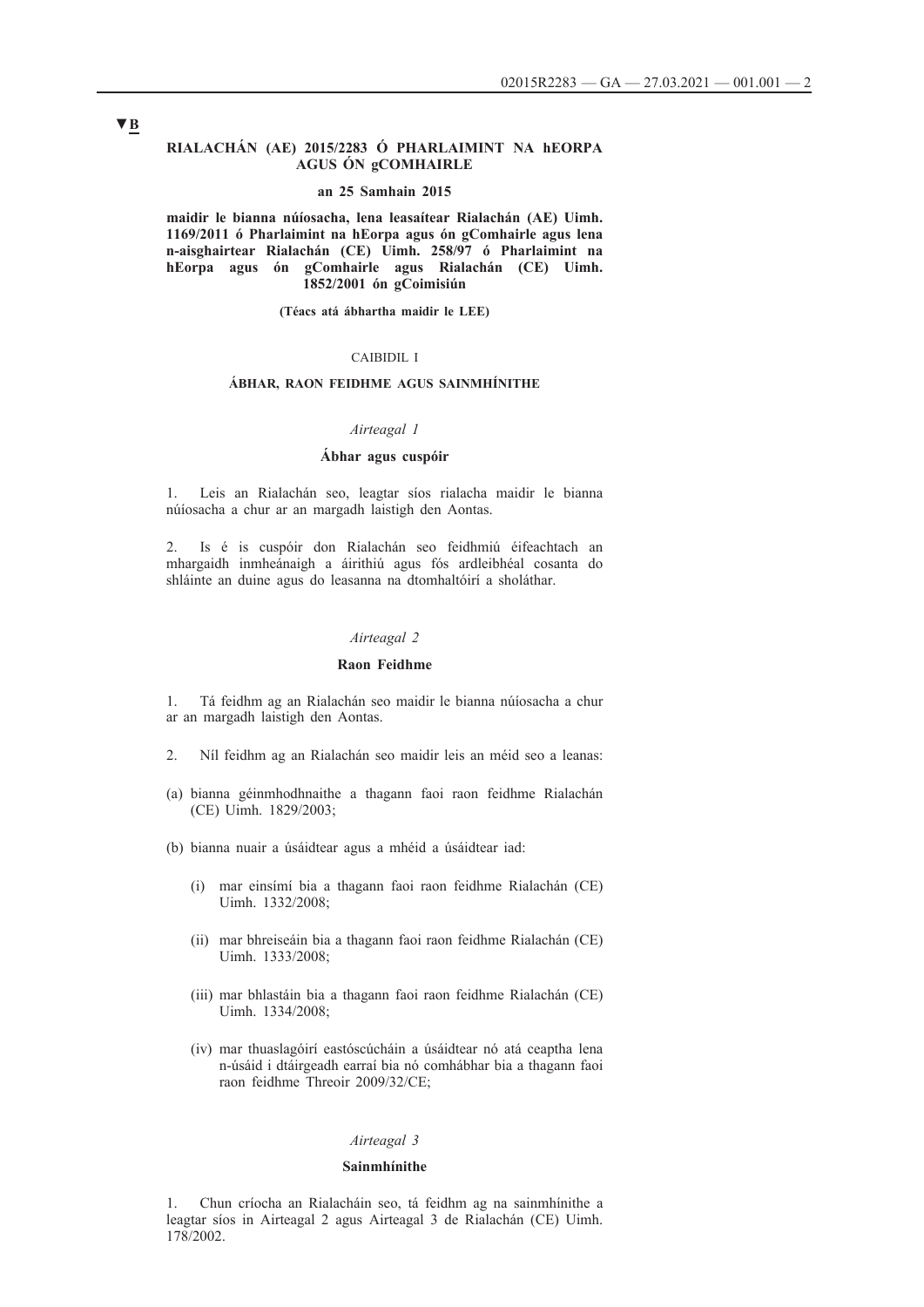▼B

# RIALACHÁN (AE) 2015/2283 Ó PHARLAIMINT NA hEORPA AGUS ÓN gCOMHAIRLE

**an 25 Samhain 2015**

**maidir le bianna núíosacha, lena leasaítear Rialachán (AE) Uimh. 1169/2011 ó Pharlaimint na hEorpa agus ón gComhairle agus lena n-aisghairtear Rialachán (CE) Uimh. 258/97 ó Pharlaimint na hEorpa agus ón gComhairle agus Rialachán (CE) Uimh. 1852/2001 ón gCoimisiún**

**(Téacs atá ábhartha maidir le LEE)**

## CAIBIDIL I

## ÁBHAR, RAON FEIDHME AGUS SAINMHÍNITHE

### *Airteagal 1*

### Ábhar agus cuspóir

1. Leis an Rialachán seo, leagtar síos rialacha maidir le bianna núíosacha a chur ar an margadh laistigh den Aontas.

2. Is é is cuspóir don Rialachán seo feidhmiú éifeachtach an mhargaidh inmheánaigh a áirithiú agus fós ardleibhéal cosanta do shláinte an duine agus do leasanna na dtomhaltóirí a sholáthar.

### *Airteagal 2*

### Raon Feidhme

1. Tá feidhm ag an Rialachán seo maidir le bianna núíosacha a chur ar an margadh laistigh den Aontas.

2. Níl feidhm ag an Rialachán seo maidir leis an méid seo a leanas:

(a) bianna géinmhodhnaithe a thagann faoi raon feidhme Rialachán (CE) Uimh. 1829/2003;

(b) bianna nuair a úsáidtear agus a mhéid a úsáidtear iad:

   (i) mar einsímí bia a thagann faoi raon feidhme Rialachán (CE) Uimh. 1332/2008;

   (ii) mar bhreiseáin bia a thagann faoi raon feidhme Rialachán (CE) Uimh. 1333/2008;

   (iii) mar bhlastáin bia a thagann faoi raon feidhme Rialachán (CE) Uimh. 1334/2008;

   (iv) mar thuaslagóirí eastóscúcháin a úsáidtear nó atá ceaptha lena n-úsáid i dtáirgeadh earraí bia nó comhábhar bia a thagann faoi raon feidhme Threoir 2009/32/CE;

### *Airteagal 3*

### Sainmhínithe

1. Chun críocha an Rialacháin seo, tá feidhm ag na sainmhínithe a leagtar síos in Airteagal 2 agus Airteagal 3 de Rialachán (CE) Uimh. 178/2002.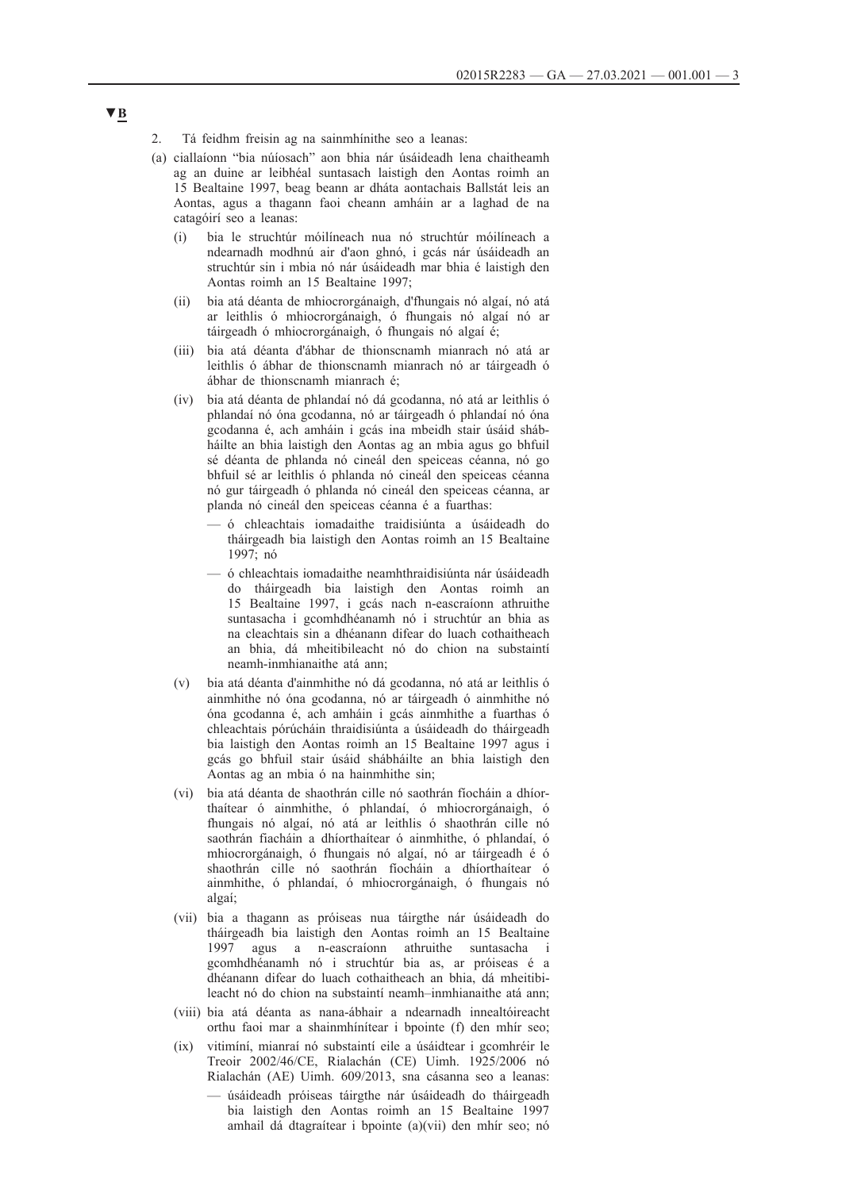**▼B**

2. Tá feidhm freisin ag na sainmhínithe seo a leanas:

(a) ciallaíonn "bia núíosach" aon bhia nár úsáideadh lena chaitheamh ag an duine ar leibhéal suntasach laistigh den Aontas roimh an 15 Bealtaine 1997, beag beann ar dháta aontachais Ballstát leis an Aontas, agus a thagann faoi cheann amháin ar a laghad de na catagóirí seo a leanas:

   (i) bia le struchtúr móilíneach nua nó struchtúr móilíneach a ndearnadh modhnú air d'aon ghnó, i gcás nár úsáideadh an struchtúr sin i mbia nó nár úsáideadh mar bhia é laistigh den Aontas roimh an 15 Bealtaine 1997;

   (ii) bia atá déanta de mhiocrorgánaigh, d'fhungais nó algaí, nó atá ar leithlis ó mhiocrorgánaigh, ó fhungais nó algaí nó ar táirgeadh ó mhiocrorgánaigh, ó fhungais nó algaí é;

   (iii) bia atá déanta d'ábhar de thionscnamh mianrach nó atá ar leithlis ó ábhar de thionscnamh mianrach nó ar táirgeadh ó ábhar de thionscnamh mianrach é;

   (iv) bia atá déanta de phlandaí nó dá gcodanna, nó atá ar leithlis ó phlandaí nó óna gcodanna, nó ar táirgeadh ó phlandaí nó óna gcodanna é, ach amháin i gcás ina mbeidh stair úsáid shábháilte an bhia laistigh den Aontas ag an mbia agus go bhfuil sé déanta de phlanda nó cineál den speiceas céanna, nó go bhfuil sé ar leithlis ó phlanda nó cineál den speiceas céanna nó gur táirgeadh ó phlanda nó cineál den speiceas céanna, ar planda nó cineál den speiceas céanna é a fuarthas:

   — ó chleachtais iomadaithe traidisiúnta a úsáideadh do tháirgeadh bia laistigh den Aontas roimh an 15 Bealtaine 1997; nó

   — ó chleachtais iomadaithe neamhthraidisiúnta nár úsáideadh do tháirgeadh bia laistigh den Aontas roimh an 15 Bealtaine 1997, i gcás nach n-eascraíonn athruithe suntasacha i gcomhdhéanamh nó i struchtúr an bhia as na cleachtais sin a dhéanann difear do luach cothaitheach an bhia, dá mheitibileacht nó do chion na substaintí neamh-inmhianaithe atá ann;

   (v) bia atá déanta d'ainmhithe nó dá gcodanna, nó atá ar leithlis ó ainmhithe nó óna gcodanna, nó ar táirgeadh ó ainmhithe nó óna gcodanna é, ach amháin i gcás ainmhithe a fuarthas ó chleachtais pórúcháin thraidisiúnta a úsáideadh do tháirgeadh bia laistigh den Aontas roimh an 15 Bealtaine 1997 agus i gcás go bhfuil stair úsáid shábháilte an bhia laistigh den Aontas ag an mbia ó na hainmhithe sin;

   (vi) bia atá déanta de shaothrán cille nó saothrán fíocháin a dhíorthaítear ó ainmhithe, ó phlandaí, ó mhiocrorgánaigh, ó fhungais nó algaí, nó atá ar leithlis ó shaothrán cille nó saothrán fiacháin a dhíorthaítear ó ainmhithe, ó phlandaí, ó mhiocrorgánaigh, ó fhungais nó algaí, nó ar táirgeadh é ó shaothrán cille nó saothrán fíocháin a dhíorthaítear ó ainmhithe, ó phlandaí, ó mhiocrorgánaigh, ó fhungais nó algaí;

   (vii) bia a thagann as próiseas nua táirgthe nár úsáideadh do tháirgeadh bia laistigh den Aontas roimh an 15 Bealtaine 1997 agus a n-eascraíonn athruithe suntasacha i gcomhdhéanamh nó i struchtúr bia as, ar próiseas é a dhéanann difear do luach cothaitheach an bhia, dá mheitibileacht nó do chion na substaintí neamh–inmhianaithe atá ann;

   (viii) bia atá déanta as nana-ábhair a ndearnadh innealtóireacht orthu faoi mar a shainmhínítear i bpointe (f) den mhír seo;

   (ix) vitimíní, mianraí nó substaintí eile a úsáidtear i gcomhréir le Treoir 2002/46/CE, Rialachán (CE) Uimh. 1925/2006 nó Rialachán (AE) Uimh. 609/2013, sna cásanna seo a leanas:

   — úsáideadh próiseas táirgthe nár úsáideadh do tháirgeadh bia laistigh den Aontas roimh an 15 Bealtaine 1997 amhail dá dtagraítear i bpointe (a)(vii) den mhír seo; nó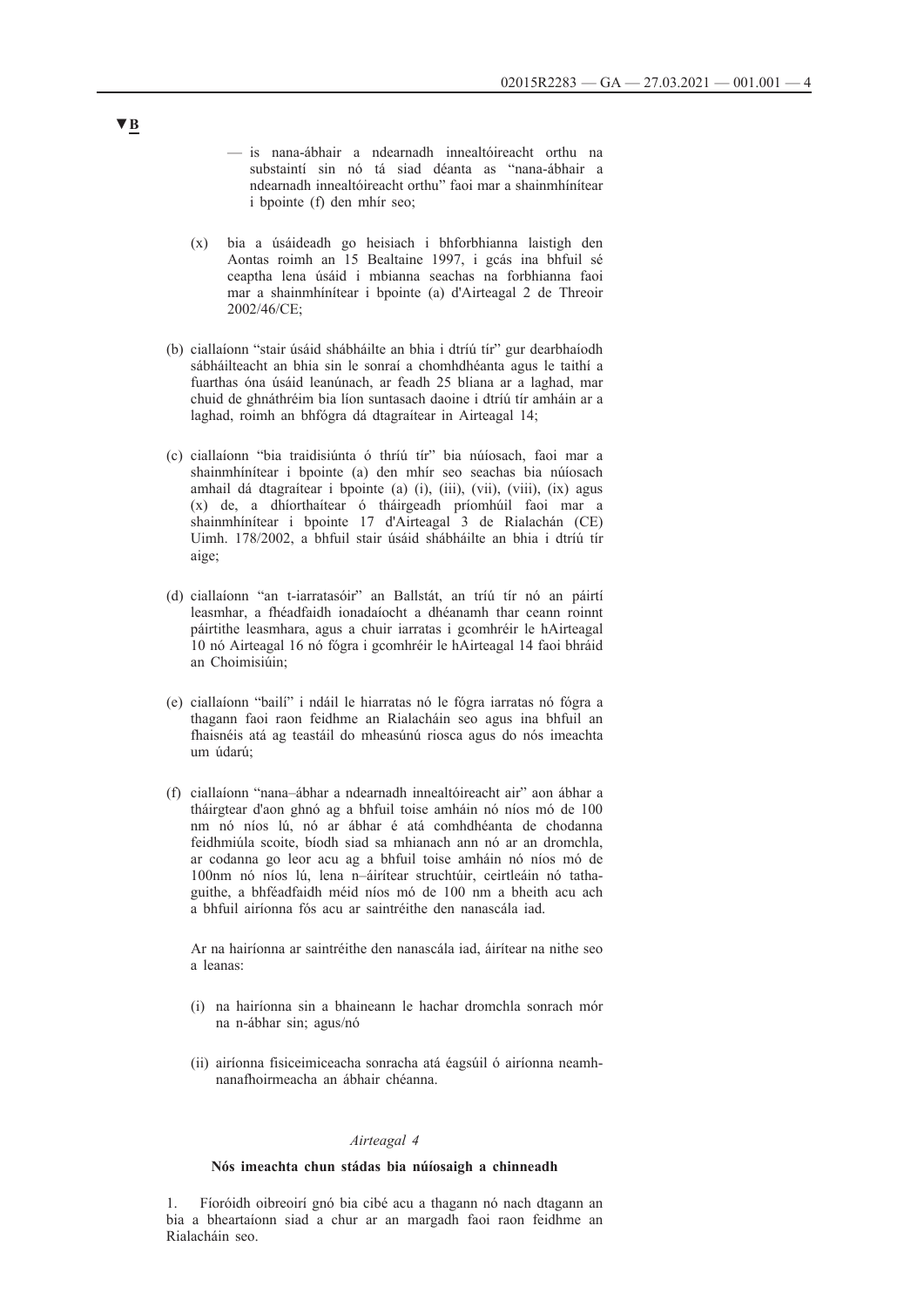▼B

— is nana-ábhair a ndearnadh innealtóireacht orthu na substaintí sin nó tá siad déanta as "nana-ábhair a ndearnadh innealtóireacht orthu" faoi mar a shainmhínítear i bpointe (f) den mhír seo;

(x) bia a úsáideadh go heisiach i bhforbhianna laistigh den Aontas roimh an 15 Bealtaine 1997, i gcás ina bhfuil sé ceaptha lena úsáid i mbianna seachas na forbhianna faoi mar a shainmhínítear i bpointe (a) d'Airteagal 2 de Threoir 2002/46/CE;

(b) ciallaíonn "stair úsáid shábháilte an bhia i dtríú tír" gur dearbhaíodh sábháilteacht an bhia sin le sonraí a chomhdhéanta agus le taithí a fuarthas óna úsáid leanúnach, ar feadh 25 bliana ar a laghad, mar chuid de ghnáthréim bia líon suntasach daoine i dtríú tír amháin ar a laghad, roimh an bhfógra dá dtagraítear in Airteagal 14;

(c) ciallaíonn "bia traidisiúnta ó thríú tír" bia núíosach, faoi mar a shainmhínítear i bpointe (a) den mhír seo seachas bia núíosach amhail dá dtagraítear i bpointe (a) (i), (iii), (vii), (viii), (ix) agus (x) de, a dhíorthaítear ó tháirgeadh príomhúil faoi mar a shainmhínítear i bpointe 17 d'Airteagal 3 de Rialachán (CE) Uimh. 178/2002, a bhfuil stair úsáid shábháilte an bhia i dtríú tír aige;

(d) ciallaíonn "an t-iarratasóir" an Ballstát, an tríú tír nó an páirtí leasmhar, a fhéadfaidh ionadaíocht a dhéanamh thar ceann roinnt páirtithe leasmhara, agus a chuir iarratas i gcomhréir le hAirteagal 10 nó Airteagal 16 nó fógra i gcomhréir le hAirteagal 14 faoi bhráid an Choimisiúin;

(e) ciallaíonn "bailí" i ndáil le hiarratas nó le fógra iarratas nó fógra a thagann faoi raon feidhme an Rialacháin seo agus ina bhfuil an fhaisnéis atá ag teastáil do mheasúnú riosca agus do nós imeachta um údarú;

(f) ciallaíonn "nana–ábhar a ndearnadh innealtóireacht air" aon ábhar a tháirgtear d'aon ghnó ag a bhfuil toise amháin nó níos mó de 100 nm nó níos lú, nó ar ábhar é atá comhdhéanta de chodanna feidhmiúla scoite, bíodh siad sa mhianach ann nó ar an dromchla, ar codanna go leor acu ag a bhfuil toise amháin nó níos mó de 100nm nó níos lú, lena n–áirítear struchtúir, ceirtleáin nó tatha-guithe, a bhféadfaidh méid níos mó de 100 nm a bheith acu ach a bhfuil airíonna fós acu ar saintréithe den nanascála iad.

Ar na hairíonna ar saintréithe den nanascála iad, áirítear na nithe seo a leanas:

(i) na hairíonna sin a bhaineann le hachar dromchla sonrach mór na n-ábhar sin; agus/nó

(ii) airíonna fisiceimiceacha sonracha atá éagsúil ó airíonna neamh-nanafhoirmeacha an ábhair chéanna.

*Airteagal 4*

**Nós imeachta chun stádas bia núíosaigh a chinneadh**

1. Fíoróidh oibreoirí gnó bia cibé acu a thagann nó nach dtagann an bia a bheartaíonn siad a chur ar an margadh faoi raon feidhme an Rialacháin seo.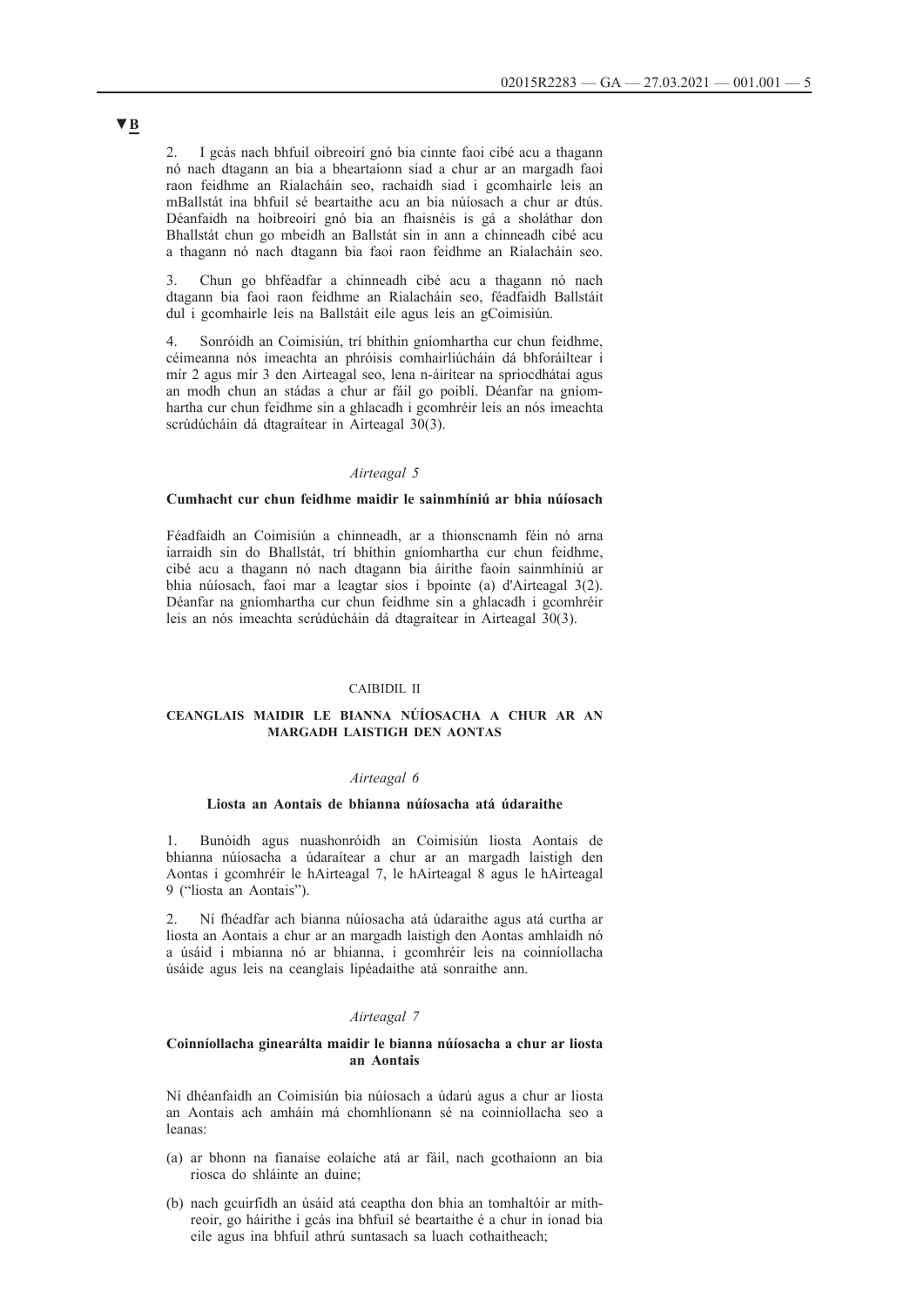▼B

2. I gcás nach bhfuil oibreoirí gnó bia cinnte faoi cibé acu a thagann nó nach dtagann an bia a bheartaíonn siad a chur ar an margadh faoi raon feidhme an Rialacháin seo, rachaidh siad i gcomhairle leis an mBallstát ina bhfuil sé beartaithe acu an bia núíosach a chur ar dtús. Déanfaidh na hoibreoirí gnó bia an fhaisnéis is gá a sholáthar don Bhallstát chun go mbeidh an Ballstát sin in ann a chinneadh cibé acu a thagann nó nach dtagann bia faoi raon feidhme an Rialacháin seo.

3. Chun go bhféadfar a chinneadh cibé acu a thagann nó nach dtagann bia faoi raon feidhme an Rialacháin seo, féadfaidh Ballstáit dul i gcomhairle leis na Ballstáit eile agus leis an gCoimisiún.

4. Sonróidh an Coimisiún, trí bhíthin gníomhartha cur chun feidhme, céimeanna nós imeachta an phróisis comhairliúcháin dá bhforáiltear i mír 2 agus mír 3 den Airteagal seo, lena n-áirítear na spriocdhátaí agus an modh chun an stádas a chur ar fáil go poiblí. Déanfar na gníomhartha cur chun feidhme sin a ghlacadh i gcomhréir leis an nós imeachta scrúdúcháin dá dtagraítear in Airteagal 30(3).

### *Airteagal 5*

#### **Cumhacht cur chun feidhme maidir le sainmhíniú ar bhia núíosach**

Féadfaidh an Coimisiún a chinneadh, ar a thionscnamh féin nó arna iarraidh sin do Bhallstát, trí bhíthin gníomhartha cur chun feidhme, cibé acu a thagann nó nach dtagann bia áirithe faoin sainmhíniú ar bhia núíosach, faoi mar a leagtar síos i bpointe (a) d'Airteagal 3(2). Déanfar na gníomhartha cur chun feidhme sin a ghlacadh i gcomhréir leis an nós imeachta scrúdúcháin dá dtagraítear in Airteagal 30(3).

## CAIBIDIL II

## **CEANGLAIS MAIDIR LE BIANNA NÚÍOSACHA A CHUR AR AN MARGADH LAISTIGH DEN AONTAS**

### *Airteagal 6*

#### **Liosta an Aontais de bhianna núíosacha atá údaraithe**

1. Bunóidh agus nuashonróidh an Coimisiún liosta Aontais de bhianna núíosacha a údaraítear a chur ar an margadh laistigh den Aontas i gcomhréir le hAirteagal 7, le hAirteagal 8 agus le hAirteagal 9 ("liosta an Aontais").

2. Ní fhéadfar ach bianna núíosacha atá údaraithe agus atá curtha ar liosta an Aontais a chur ar an margadh laistigh den Aontas amhlaidh nó a úsáid i mbianna nó ar bhianna, i gcomhréir leis na coinníollacha úsáide agus leis na ceanglais lipéadaithe atá sonraithe ann.

### *Airteagal 7*

#### **Coinníollacha ginearálta maidir le bianna núíosacha a chur ar liosta an Aontais**

Ní dhéanfaidh an Coimisiún bia núíosach a údarú agus a chur ar liosta an Aontais ach amháin má chomhlíonann sé na coinníollacha seo a leanas:

(a) ar bhonn na fianaise eolaíche atá ar fáil, nach gcothaíonn an bia riosca do shláinte an duine;

(b) nach gcuirfidh an úsáid atá ceaptha don bhia an tomhaltóir ar míthreoir, go háirithe i gcás ina bhfuil sé beartaithe é a chur in ionad bia eile agus ina bhfuil athrú suntasach sa luach cothaitheach;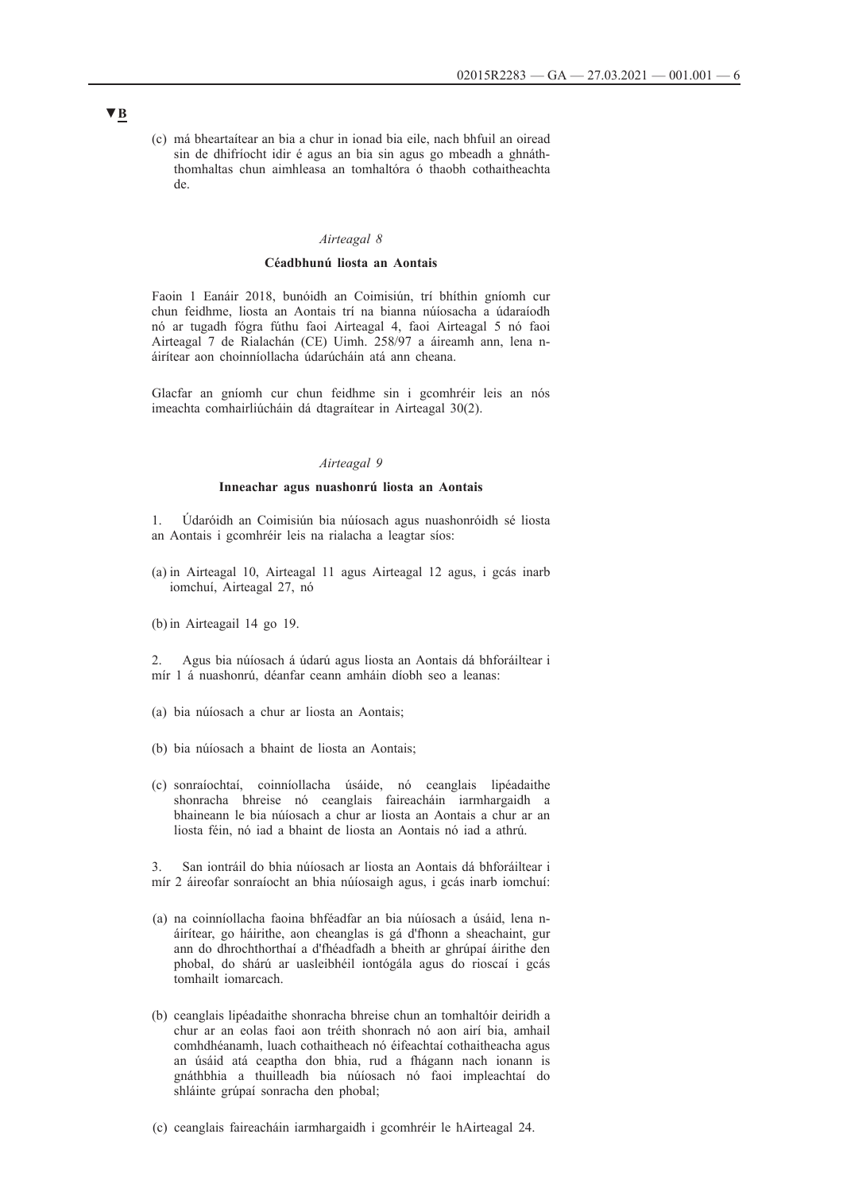▼B

(c) má bheartaítear an bia a chur in ionad bia eile, nach bhfuil an oiread sin de dhifríocht idir é agus an bia sin agus go mbeadh a ghnáth-thomhaltas chun aimhleasa an tomhaltóra ó thaobh cothaitheachta de.

*Airteagal 8*

**Céadbhunú liosta an Aontais**

Faoin 1 Eanáir 2018, bunóidh an Coimisiún, trí bhíthin gníomh cur chun feidhme, liosta an Aontais trí na bianna núíosacha a údaraíodh nó ar tugadh fógra fúthu faoi Airteagal 4, faoi Airteagal 5 nó faoi Airteagal 7 de Rialachán (CE) Uimh. 258/97 a áireamh ann, lena n-áirítear aon choinníollacha údarúcháin atá ann cheana.

Glacfar an gníomh cur chun feidhme sin i gcomhréir leis an nós imeachta comhairliúcháin dá dtagraítear in Airteagal 30(2).

*Airteagal 9*

**Inneachar agus nuashonrú liosta an Aontais**

1. Údaróidh an Coimisiún bia núíosach agus nuashonróidh sé liosta an Aontais i gcomhréir leis na rialacha a leagtar síos:

(a) in Airteagal 10, Airteagal 11 agus Airteagal 12 agus, i gcás inarb iomchuí, Airteagal 27, nó

(b) in Airteagail 14 go 19.

2. Agus bia núíosach á údarú agus liosta an Aontais dá bhforáiltear i mír 1 á nuashonrú, déanfar ceann amháin díobh seo a leanas:

(a) bia núíosach a chur ar liosta an Aontais;

(b) bia núíosach a bhaint de liosta an Aontais;

(c) sonraíochtaí, coinníollacha úsáide, nó ceanglais lipéadaithe shonracha bhreise nó ceanglais faireacháin iarmhargaidh a bhaineann le bia núíosach a chur ar liosta an Aontais a chur ar an liosta féin, nó iad a bhaint de liosta an Aontais nó iad a athrú.

3. San iontráil do bhia núíosach ar liosta an Aontais dá bhforáiltear i mír 2 áireofar sonraíocht an bhia núíosaigh agus, i gcás inarb iomchuí:

(a) na coinníollacha faoina bhféadfar an bia núíosach a úsáid, lena n-áirítear, go háirithe, aon cheanglas is gá d'fhonn a sheachaint, gur ann do dhrochthorthaí a d'fhéadfadh a bheith ar ghrúpaí áirithe den phobal, do shárú ar uasleibhéil iontógála agus do rioscaí i gcás tomhailt iomarcach.

(b) ceanglais lipéadaithe shonracha bhreise chun an tomhaltóir deiridh a chur ar an eolas faoi aon tréith shonrach nó aon airí bia, amhail comhdhéanamh, luach cothaitheach nó éifeachtaí cothaitheacha agus an úsáid atá ceaptha don bhia, rud a fhágann nach ionann is gnáthbhia a thuilleadh bia núíosach nó faoi impleachtaí do shláinte grúpaí sonracha den phobal;

(c) ceanglais faireacháin iarmhargaidh i gcomhréir le hAirteagal 24.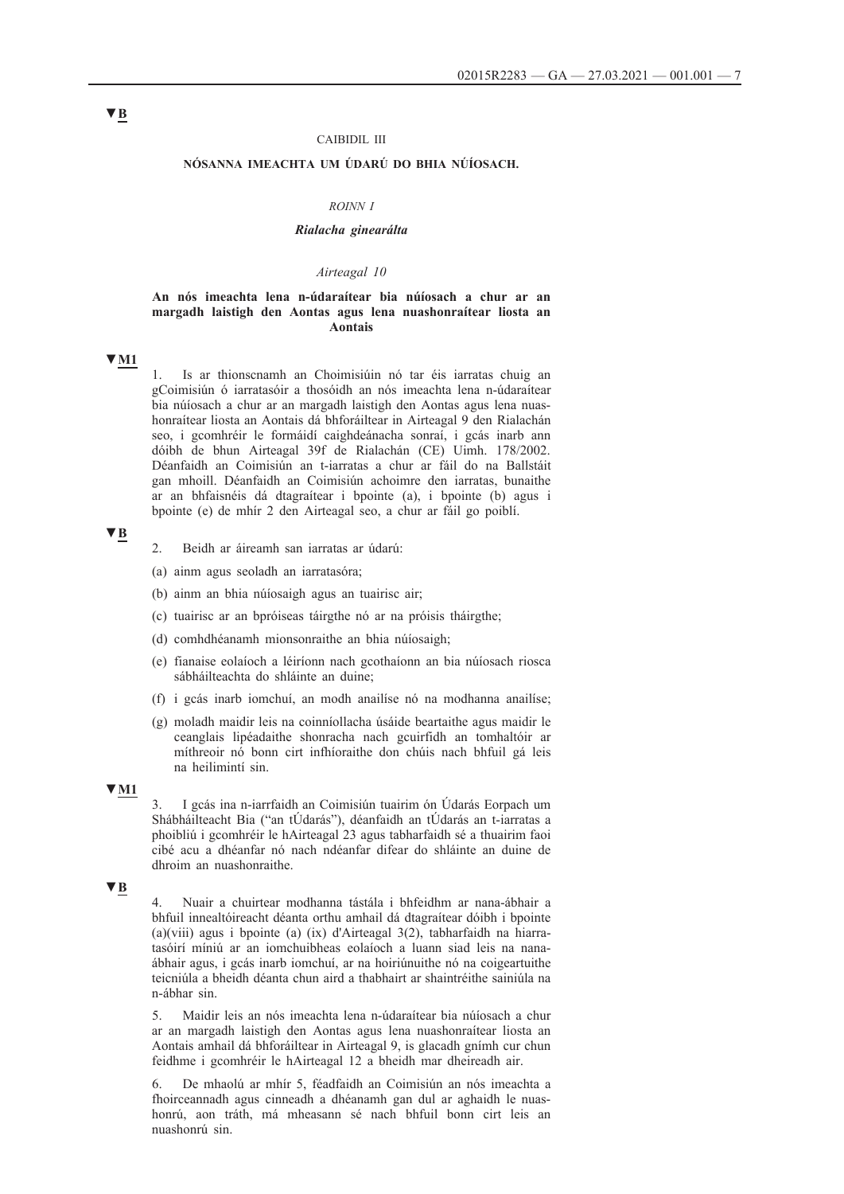▼B

CAIBIDIL III

**NÓSANNA IMEACHTA UM ÚDARÚ DO BHIA NÚÍOSACH.**

*ROINN I*

***Rialacha ginearálta***

*Airteagal 10*

**An nós imeachta lena n-údaraítear bia núíosach a chur ar an margadh laistigh den Aontas agus lena nuashonraítear liosta an Aontais**

▼M1

1. Is ar thionscnamh an Choimisiúin nó tar éis iarratas chuig an gCoimisiún ó iarratasóir a thosóidh an nós imeachta lena n-údaraítear bia núíosach a chur ar an margadh laistigh den Aontas agus lena nuashonraítear liosta an Aontais dá bhforáiltear in Airteagal 9 den Rialachán seo, i gcomhréir le formáidí caighdeánacha sonraí, i gcás inarb ann dóibh de bhun Airteagal 39f de Rialachán (CE) Uimh. 178/2002. Déanfaidh an Coimisiún an t-iarratas a chur ar fáil do na Ballstáit gan mhoill. Déanfaidh an Coimisiún achoimre den iarratas, bunaithe ar an bhfaisnéis dá dtagraítear i bpointe (a), i bpointe (b) agus i bpointe (e) de mhír 2 den Airteagal seo, a chur ar fáil go poiblí.

▼B

2. Beidh ar áireamh san iarratas ar údarú:

(a) ainm agus seoladh an iarratasóra;

(b) ainm an bhia núíosaigh agus an tuairisc air;

(c) tuairisc ar an bpróiseas táirgthe nó ar na próisis tháirgthe;

(d) comhdhéanamh mionsonraithe an bhia núíosaigh;

(e) fianaise eolaíoch a léiríonn nach gcothaíonn an bia núíosach riosca sábháilteachta do shláinte an duine;

(f) i gcás inarb iomchuí, an modh anailíse nó na modhanna anailíse;

(g) moladh maidir leis na coinníollacha úsáide beartaithe agus maidir le ceanglais lipéadaithe shonracha nach gcuirfidh an tomhaltóir ar míthreoir nó bonn cirt infhíoraithe don chúis nach bhfuil gá leis na heilimintí sin.

▼M1

3. I gcás ina n-iarrfaidh an Coimisiún tuairim ón Údarás Eorpach um Shábháilteacht Bia ("an tÚdarás"), déanfaidh an tÚdarás an t-iarratas a phoibliú i gcomhréir le hAirteagal 23 agus tabharfaidh sé a thuairim faoi cibé acu a dhéanfar nó nach ndéanfar difear do shláinte an duine de dhroim an nuashonraithe.

▼B

4. Nuair a chuirtear modhanna tástála i bhfeidhm ar nana-ábhair a bhfuil innealtóireacht déanta orthu amhail dá dtagraítear dóibh i bpointe (a)(viii) agus i bpointe (a) (ix) d'Airteagal 3(2), tabharfaidh na hiarratasóirí míniú ar an iomchuibheas eolaíoch a luann siad leis na nana-ábhair agus, i gcás inarb iomchuí, ar na hoiriúnuithe nó na coigeartuithe teicniúla a bheidh déanta chun aird a thabhairt ar shaintréithe sainiúla na n-ábhar sin.

5. Maidir leis an nós imeachta lena n-údaraítear bia núíosach a chur ar an margadh laistigh den Aontas agus lena nuashonraítear liosta an Aontais amhail dá bhforáiltear in Airteagal 9, is glacadh gnímh cur chun feidhme i gcomhréir le hAirteagal 12 a bheidh mar dheireadh air.

6. De mhaolú ar mhír 5, féadfaidh an Coimisiún an nós imeachta a fhoirceannadh agus cinneadh a dhéanamh gan dul ar aghaidh le nuashonrú, aon tráth, má mheasann sé nach bhfuil bonn cirt leis an nuashonrú sin.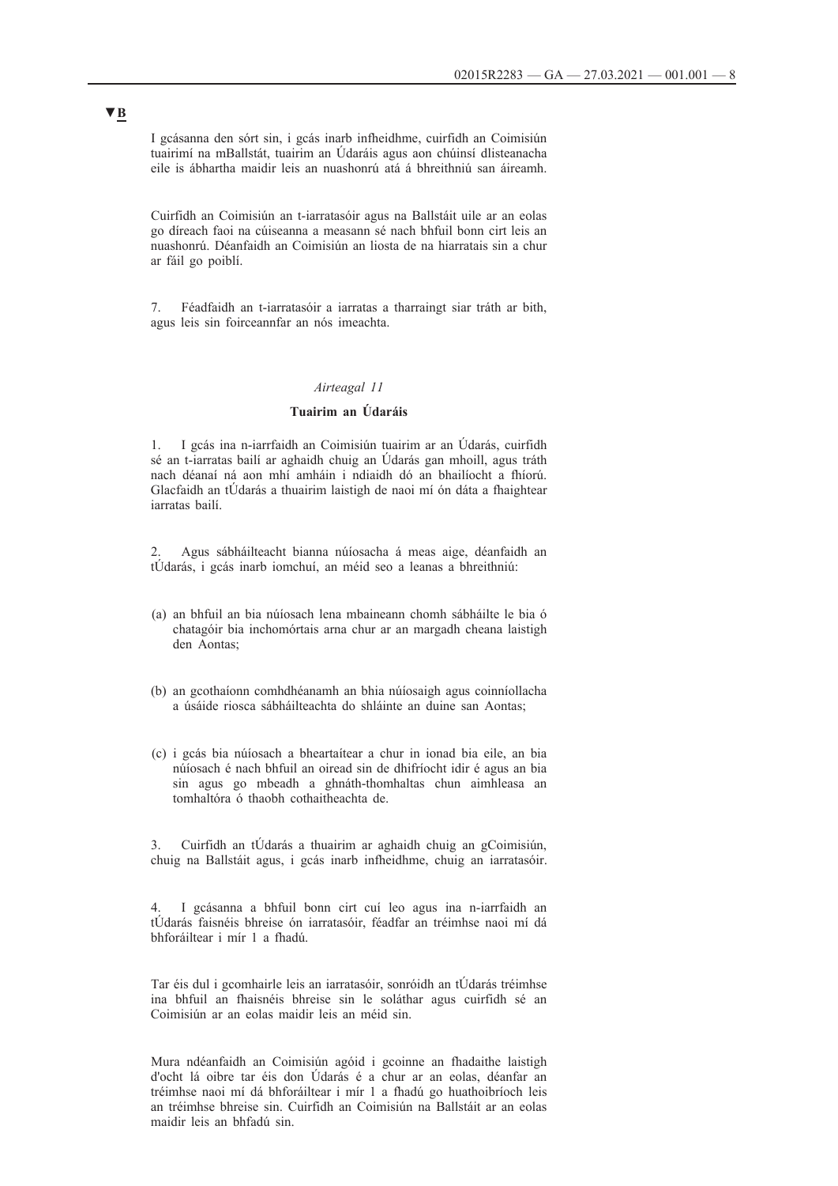▼B

I gcásanna den sórt sin, i gcás inarb infheidhme, cuirfidh an Coimisiún tuairimí na mBallstát, tuairim an Údaráis agus aon chúinsí dlisteanacha eile is ábhartha maidir leis an nuashonrú atá á bhreithniú san áireamh.

Cuirfidh an Coimisiún an t-iarratasóir agus na Ballstáit uile ar an eolas go díreach faoi na cúiseanna a measann sé nach bhfuil bonn cirt leis an nuashonrú. Déanfaidh an Coimisiún an liosta de na hiarratais sin a chur ar fáil go poiblí.

7. Féadfaidh an t-iarratasóir a iarratas a tharraingt siar tráth ar bith, agus leis sin foirceannfar an nós imeachta.

*Airteagal 11*

**Tuairim an Údaráis**

1. I gcás ina n-iarrfaidh an Coimisiún tuairim ar an Údarás, cuirfidh sé an t-iarratas bailí ar aghaidh chuig an Údarás gan mhoill, agus tráth nach déanaí ná aon mhí amháin i ndiaidh dó an bhailíocht a fhíorú. Glacfaidh an tÚdarás a thuairim laistigh de naoi mí ón dáta a fhaightear iarratas bailí.

2. Agus sábháilteacht bianna núíosacha á meas aige, déanfaidh an tÚdarás, i gcás inarb iomchuí, an méid seo a leanas a bhreithniú:

(a) an bhfuil an bia núíosach lena mbaineann chomh sábháilte le bia ó chatagóir bia inchomórtais arna chur ar an margadh cheana laistigh den Aontas;

(b) an gcothaíonn comhdhéanamh an bhia núíosaigh agus coinníollacha a úsáide riosca sábháilteachta do shláinte an duine san Aontas;

(c) i gcás bia núíosach a bheartaítear a chur in ionad bia eile, an bia núíosach é nach bhfuil an oiread sin de dhifríocht idir é agus an bia sin agus go mbeadh a ghnáth-thomhaltas chun aimhleasa an tomhaltóra ó thaobh cothaitheachta de.

3. Cuirfidh an tÚdarás a thuairim ar aghaidh chuig an gCoimisiún, chuig na Ballstáit agus, i gcás inarb infheidhme, chuig an iarratasóir.

4. I gcásanna a bhfuil bonn cirt cuí leo agus ina n-iarrfaidh an tÚdarás faisnéis bhreise ón iarratasóir, féadfar an tréimhse naoi mí dá bhforáiltear i mír 1 a fhadú.

Tar éis dul i gcomhairle leis an iarratasóir, sonróidh an tÚdarás tréimhse ina bhfuil an fhaisnéis bhreise sin le soláthar agus cuirfidh sé an Coimisiún ar an eolas maidir leis an méid sin.

Mura ndéanfaidh an Coimisiún agóid i gcoinne an fhadaithe laistigh d'ocht lá oibre tar éis don Údarás é a chur ar an eolas, déanfar an tréimhse naoi mí dá bhforáiltear i mír 1 a fhadú go huathoibríoch leis an tréimhse bhreise sin. Cuirfidh an Coimisiún na Ballstáit ar an eolas maidir leis an bhfadú sin.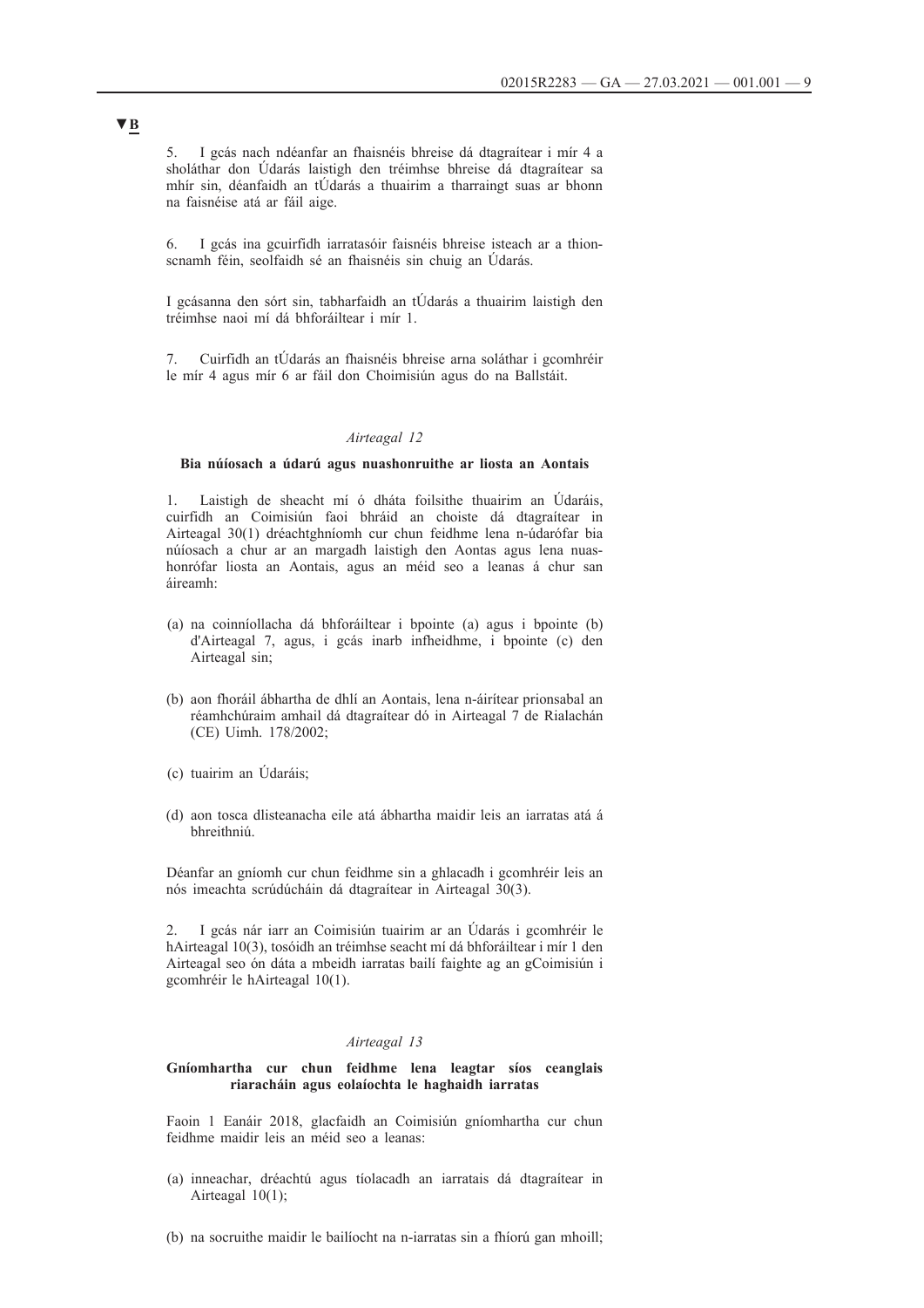▼B

5. I gcás nach ndéanfar an fhaisnéis bhreise dá dtagraítear i mír 4 a sholáthar don Údarás laistigh den tréimhse bhreise dá dtagraítear sa mhír sin, déanfaidh an tÚdarás a thuairim a tharraingt suas ar bhonn na faisnéise atá ar fáil aige.

6. I gcás ina gcuirfidh iarratasóir faisnéis bhreise isteach ar a thionscnamh féin, seolfaidh sé an fhaisnéis sin chuig an Údarás.

I gcásanna den sórt sin, tabharfaidh an tÚdarás a thuairim laistigh den tréimhse naoi mí dá bhforáiltear i mír 1.

7. Cuirfidh an tÚdarás an fhaisnéis bhreise arna soláthar i gcomhréir le mír 4 agus mír 6 ar fáil don Choimisiún agus do na Ballstáit.

*Airteagal 12*

**Bia núíosach a údarú agus nuashonruithe ar liosta an Aontais**

1. Laistigh de sheacht mí ó dháta foilsithe thuairim an Údaráis, cuirfidh an Coimisiún faoi bhráid an choiste dá dtagraítear in Airteagal 30(1) dréachtghníomh cur chun feidhme lena n-údarófar bia núíosach a chur ar an margadh laistigh den Aontas agus lena nuashonrófar liosta an Aontais, agus an méid seo a leanas á chur san áireamh:

(a) na coinníollacha dá bhforáiltear i bpointe (a) agus i bpointe (b) d'Airteagal 7, agus, i gcás inarb infheidhme, i bpointe (c) den Airteagal sin;

(b) aon fhoráil ábhartha de dhlí an Aontais, lena n-áirítear prionsabal an réamhchúraim amhail dá dtagraítear dó in Airteagal 7 de Rialachán (CE) Uimh. 178/2002;

(c) tuairim an Údaráis;

(d) aon tosca dlisteanacha eile atá ábhartha maidir leis an iarratas atá á bhreithniú.

Déanfar an gníomh cur chun feidhme sin a ghlacadh i gcomhréir leis an nós imeachta scrúdúcháin dá dtagraítear in Airteagal 30(3).

2. I gcás nár iarr an Coimisiún tuairim ar an Údarás i gcomhréir le hAirteagal 10(3), tosóidh an tréimhse seacht mí dá bhforáiltear i mír 1 den Airteagal seo ón dáta a mbeidh iarratas bailí faighte ag an gCoimisiún i gcomhréir le hAirteagal 10(1).

*Airteagal 13*

**Gníomhartha cur chun feidhme lena leagtar síos ceanglais riaracháin agus eolaíochta le haghaidh iarratas**

Faoin 1 Eanáir 2018, glacfaidh an Coimisiún gníomhartha cur chun feidhme maidir leis an méid seo a leanas:

(a) inneachar, dréachtú agus tíolacadh an iarratais dá dtagraítear in Airteagal 10(1);

(b) na socruithe maidir le bailíocht na n-iarratas sin a fhíorú gan mhoill;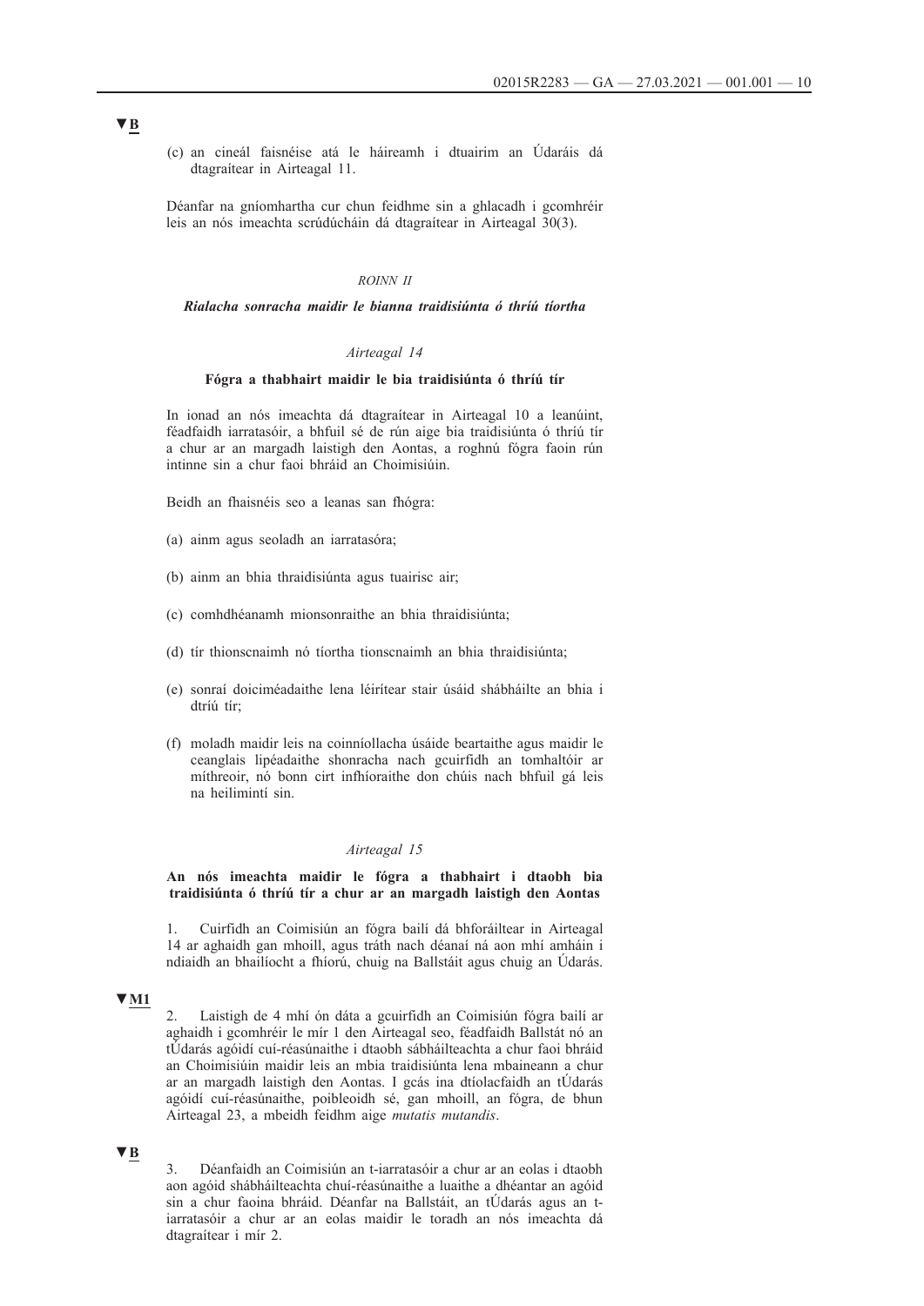▼B

(c) an cineál faisnéise atá le háireamh i dtuairim an Údaráis dá dtagraítear in Airteagal 11.

Déanfar na gníomhartha cur chun feidhme sin a ghlacadh i gcomhréir leis an nós imeachta scrúdúcháin dá dtagraítear in Airteagal 30(3).

*ROINN II*

***Rialacha sonracha maidir le bianna traidisiúnta ó thríú tíortha***

*Airteagal 14*

**Fógra a thabhairt maidir le bia traidisiúnta ó thríú tír**

In ionad an nós imeachta dá dtagraítear in Airteagal 10 a leanúint, féadfaidh iarratasóir, a bhfuil sé de rún aige bia traidisiúnta ó thríú tír a chur ar an margadh laistigh den Aontas, a roghnú fógra faoin rún intinne sin a chur faoi bhráid an Choimisiúin.

Beidh an fhaisnéis seo a leanas san fhógra:

(a) ainm agus seoladh an iarratasóra;

(b) ainm an bhia thraidisiúnta agus tuairisc air;

(c) comhdhéanamh mionsonraithe an bhia thraidisiúnta;

(d) tír thionscnaimh nó tíortha tionscnaimh an bhia thraidisiúnta;

(e) sonraí doiciméadaithe lena léirítear stair úsáid shábháilte an bhia i dtríú tír;

(f) moladh maidir leis na coinníollacha úsáide beartaithe agus maidir le ceanglais lipéadaithe shonracha nach gcuirfidh an tomhaltóir ar míthreoir, nó bonn cirt infhíoraithe don chúis nach bhfuil gá leis na heilimintí sin.

*Airteagal 15*

**An nós imeachta maidir le fógra a thabhairt i dtaobh bia traidisiúnta ó thríú tír a chur ar an margadh laistigh den Aontas**

1. Cuirfidh an Coimisiún an fógra bailí dá bhforáiltear in Airteagal 14 ar aghaidh gan mhoill, agus tráth nach déanaí ná aon mhí amháin i ndiaidh an bhailíocht a fhíorú, chuig na Ballstáit agus chuig an Údarás.

▼M1

2. Laistigh de 4 mhí ón dáta a gcuirfidh an Coimisiún fógra bailí ar aghaidh i gcomhréir le mír 1 den Airteagal seo, féadfaidh Ballstát nó an tÚdarás agóidí cuí-réasúnaithe i dtaobh sábháilteachta a chur faoi bhráid an Choimisiúin maidir leis an mbia traidisiúnta lena mbaineann a chur ar an margadh laistigh den Aontas. I gcás ina dtíolacfaidh an tÚdarás agóidí cuí-réasúnaithe, poibleoidh sé, gan mhoill, an fógra, de bhun Airteagal 23, a mbeidh feidhm aige *mutatis mutandis*.

▼B

3. Déanfaidh an Coimisiún an t-iarratasóir a chur ar an eolas i dtaobh aon agóid shábháilteachta chuí-réasúnaithe a luaithe a dhéantar an agóid sin a chur faoina bhráid. Déanfar na Ballstáit, an tÚdarás agus an t-iarratasóir a chur ar an eolas maidir le toradh an nós imeachta dá dtagraítear i mír 2.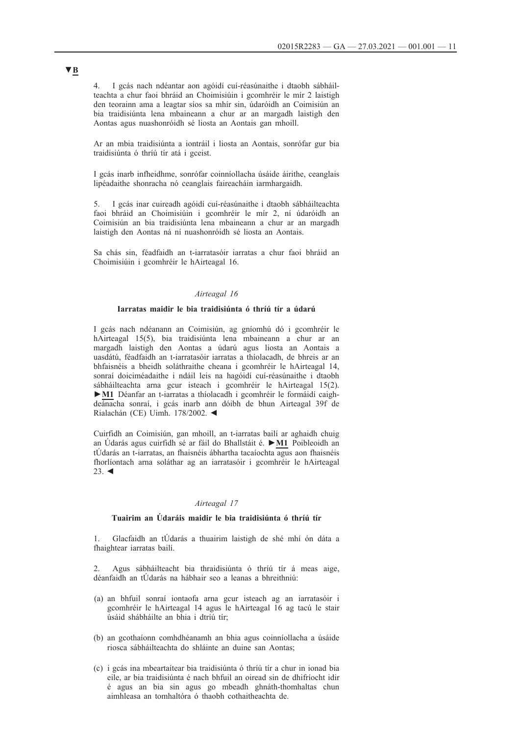▼B

4. I gcás nach ndéantar aon agóidí cuí-réasúnaithe i dtaobh sábháilteachta a chur faoi bhráid an Choimisiúin i gcomhréir le mír 2 laistigh den teorainn ama a leagtar síos sa mhír sin, údaróidh an Coimisiún an bia traidisiúnta lena mbaineann a chur ar an margadh laistigh den Aontas agus nuashonróidh sé liosta an Aontais gan mhoill.

Ar an mbia traidisiúnta a iontráil i liosta an Aontais, sonrófar gur bia traidisiúnta ó thríú tír atá i gceist.

I gcás inarb infheidhme, sonrófar coinníollacha úsáide áirithe, ceanglais lipéadaithe shonracha nó ceanglais faireacháin iarmhargaidh.

5. I gcás inar cuireadh agóidí cuí-réasúnaithe i dtaobh sábháilteachta faoi bhráid an Choimisiúin i gcomhréir le mír 2, ní údaróidh an Coimisiún an bia traidisiúnta lena mbaineann a chur ar an margadh laistigh den Aontas ná ní nuashonróidh sé liosta an Aontais.

Sa chás sin, féadfaidh an t-iarratasóir iarratas a chur faoi bhráid an Choimisiúin i gcomhréir le hAirteagal 16.

*Airteagal 16*

**Iarratas maidir le bia traidisiúnta ó thríú tír a údarú**

I gcás nach ndéanann an Coimisiún, ag gníomhú dó i gcomhréir le hAirteagal 15(5), bia traidisiúnta lena mbaineann a chur ar an margadh laistigh den Aontas a údarú agus liosta an Aontais a uasdátú, féadfaidh an t-iarratasóir iarratas a thíolacadh, de bhreis ar an bhfaisnéis a bheidh soláthraithe cheana i gcomhréir le hAirteagal 14, sonraí doiciméadaithe i ndáil leis na hagóidí cuí-réasúnaithe i dtaobh sábháilteachta arna gcur isteach i gcomhréir le hAirteagal 15(2). ►M1 Déanfar an t-iarratas a thíolacadh i gcomhréir le formáidí caighdeánacha sonraí, i gcás inarb ann dóibh de bhun Airteagal 39f de Rialachán (CE) Uimh. 178/2002. ◄

Cuirfidh an Coimisiún, gan mhoill, an t-iarratas bailí ar aghaidh chuig an Údarás agus cuirfidh sé ar fáil do Bhallstáit é. ►M1 Poibleoidh an tÚdarás an t-iarratas, an fhaisnéis ábhartha tacaíochta agus aon fhaisnéis fhorlíontach arna soláthar ag an iarratasóir i gcomhréir le hAirteagal 23. ◄

*Airteagal 17*

**Tuairim an Údaráis maidir le bia traidisiúnta ó thríú tír**

1. Glacfaidh an tÚdarás a thuairim laistigh de shé mhí ón dáta a fhaightear iarratas bailí.

2. Agus sábháilteacht bia thraidisiúnta ó thríú tír á meas aige, déanfaidh an tÚdarás na hábhair seo a leanas a bhreithniú:

(a) an bhfuil sonraí iontaofa arna gcur isteach ag an iarratasóir i gcomhréir le hAirteagal 14 agus le hAirteagal 16 ag tacú le stair úsáid shábháilte an bhia i dtríú tír;

(b) an gcothaíonn comhdhéanamh an bhia agus coinníollacha a úsáide riosca sábháilteachta do shláinte an duine san Aontas;

(c) i gcás ina mbeartaítear bia traidisiúnta ó thríú tír a chur in ionad bia eile, ar bia traidisiúnta é nach bhfuil an oiread sin de dhifríocht idir é agus an bia sin agus go mbeadh gnáth-thomhaltas chun aimhleasa an tomhaltóra ó thaobh cothaitheachta de.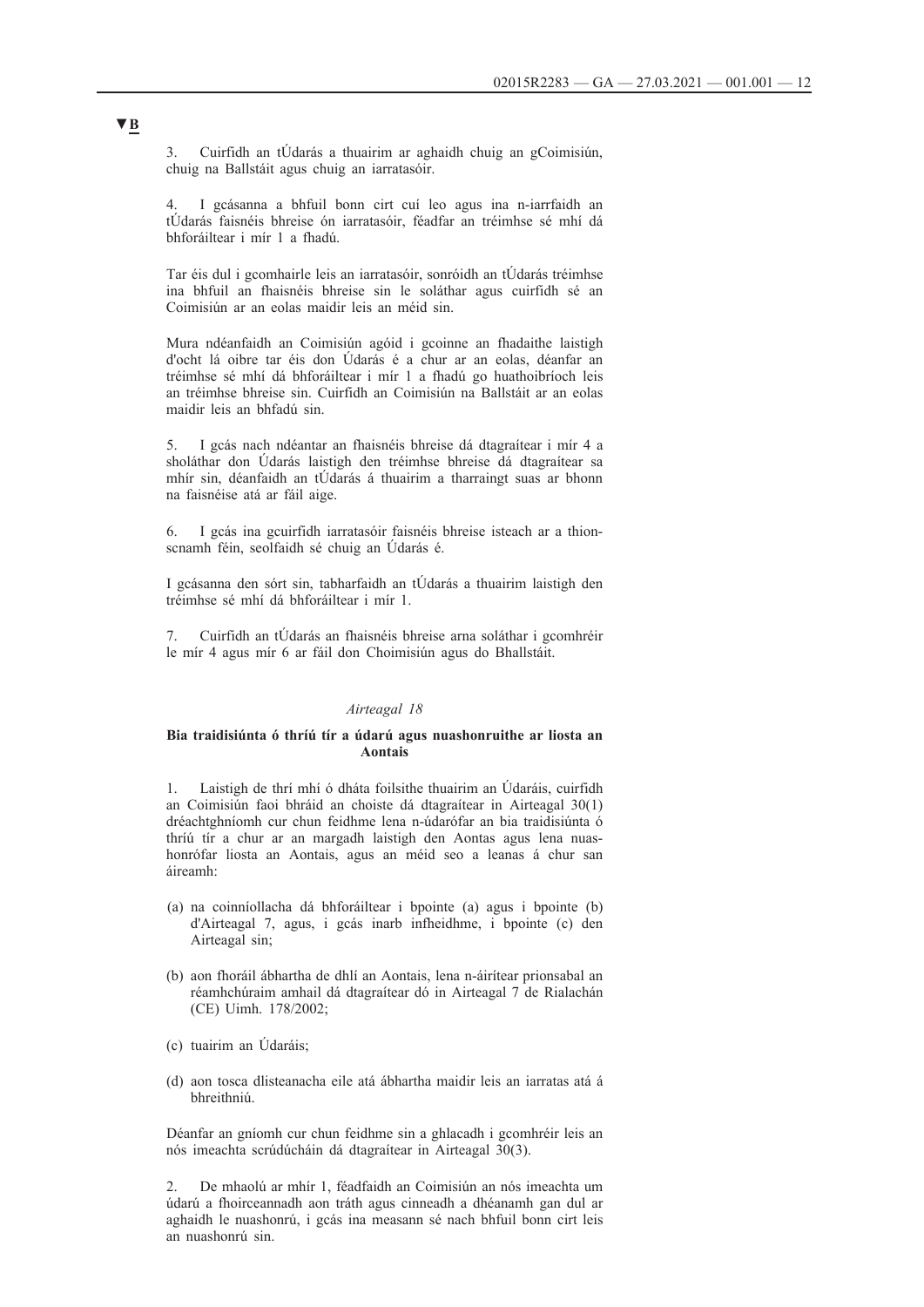▼B

3. Cuirfidh an tÚdarás a thuairim ar aghaidh chuig an gCoimisiún, chuig na Ballstáit agus chuig an iarratasóir.

4. I gcásanna a bhfuil bonn cirt cuí leo agus ina n-iarrfaidh an tÚdarás faisnéis bhreise ón iarratasóir, féadfar an tréimhse sé mhí dá bhforáiltear i mír 1 a fhadú.

Tar éis dul i gcomhairle leis an iarratasóir, sonróidh an tÚdarás tréimhse ina bhfuil an fhaisnéis bhreise sin le soláthar agus cuirfidh sé an Coimisiún ar an eolas maidir leis an méid sin.

Mura ndéanfaidh an Coimisiún agóid i gcoinne an fhadaithe laistigh d'ocht lá oibre tar éis don Údarás é a chur ar an eolas, déanfar an tréimhse sé mhí dá bhforáiltear i mír 1 a fhadú go huathoibríoch leis an tréimhse bhreise sin. Cuirfidh an Coimisiún na Ballstáit ar an eolas maidir leis an bhfadú sin.

5. I gcás nach ndéantar an fhaisnéis bhreise dá dtagraítear i mír 4 a sholáthar don Údarás laistigh den tréimhse bhreise dá dtagraítear sa mhír sin, déanfaidh an tÚdarás á thuairim a tharraingt suas ar bhonn na faisnéise atá ar fáil aige.

6. I gcás ina gcuirfidh iarratasóir faisnéis bhreise isteach ar a thionscnamh féin, seolfaidh sé chuig an Údarás é.

I gcásanna den sórt sin, tabharfaidh an tÚdarás a thuairim laistigh den tréimhse sé mhí dá bhforáiltear i mír 1.

7. Cuirfidh an tÚdarás an fhaisnéis bhreise arna soláthar i gcomhréir le mír 4 agus mír 6 ar fáil don Choimisiún agus do Bhallstáit.

*Airteagal 18*

**Bia traidisiúnta ó thríú tír a údarú agus nuashonruithe ar liosta an Aontais**

1. Laistigh de thrí mhí ó dháta foilsithe thuairim an Údaráis, cuirfidh an Coimisiún faoi bhráid an choiste dá dtagraítear in Airteagal 30(1) dréachtghníomh cur chun feidhme lena n-údarófar an bia traidisiúnta ó thríú tír a chur ar an margadh laistigh den Aontas agus lena nuashonrófar liosta an Aontais, agus an méid seo a leanas á chur san áireamh:

(a) na coinníollacha dá bhforáiltear i bpointe (a) agus i bpointe (b) d'Airteagal 7, agus, i gcás inarb infheidhme, i bpointe (c) den Airteagal sin;

(b) aon fhoráil ábhartha de dhlí an Aontais, lena n-áirítear prionsabal an réamhchúraim amhail dá dtagraítear dó in Airteagal 7 de Rialachán (CE) Uimh. 178/2002;

(c) tuairim an Údaráis;

(d) aon tosca dlisteanacha eile atá ábhartha maidir leis an iarratas atá á bhreithniú.

Déanfar an gníomh cur chun feidhme sin a ghlacadh i gcomhréir leis an nós imeachta scrúdúcháin dá dtagraítear in Airteagal 30(3).

2. De mhaolú ar mhír 1, féadfaidh an Coimisiún an nós imeachta um údarú a fhoirceannadh aon tráth agus cinneadh a dhéanamh gan dul ar aghaidh le nuashonrú, i gcás ina measann sé nach bhfuil bonn cirt leis an nuashonrú sin.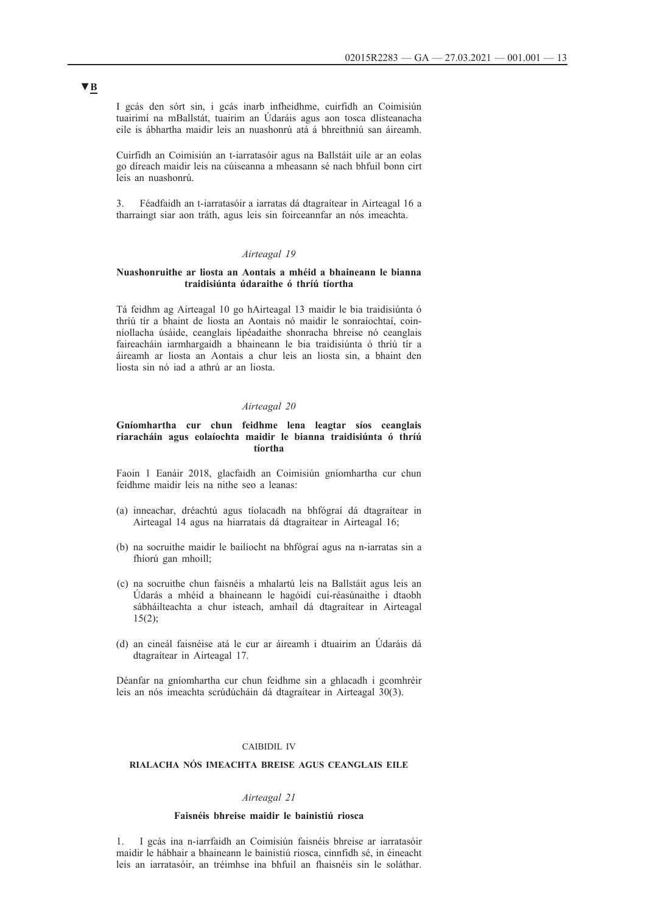▼B

I gcás den sórt sin, i gcás inarb infheidhme, cuirfidh an Coimisiún tuairimí na mBallstát, tuairim an Údaráis agus aon tosca dlisteanacha eile is ábhartha maidir leis an nuashonrú atá á bhreithniú san áireamh.

Cuirfidh an Coimisiún an t-iarratasóir agus na Ballstáit uile ar an eolas go díreach maidir leis na cúiseanna a mheasann sé nach bhfuil bonn cirt leis an nuashonrú.

3. Féadfaidh an t-iarratasóir a iarratas dá dtagraítear in Airteagal 16 a tharraingt siar aon tráth, agus leis sin foirceannfar an nós imeachta.

*Airteagal 19*

**Nuashonruithe ar liosta an Aontais a mhéid a bhaineann le bianna traidisiúnta údaraithe ó thríú tíortha**

Tá feidhm ag Airteagal 10 go hAirteagal 13 maidir le bia traidisiúnta ó thríú tír a bhaint de liosta an Aontais nó maidir le sonraíochtaí, coinníollacha úsáide, ceanglais lipéadaithe shonracha bhreise nó ceanglais faireacháin iarmhargaidh a bhaineann le bia traidisiúnta ó thríú tír a áireamh ar liosta an Aontais a chur leis an liosta sin, a bhaint den liosta sin nó iad a athrú ar an liosta.

*Airteagal 20*

**Gníomhartha cur chun feidhme lena leagtar síos ceanglais riaracháin agus eolaíochta maidir le bianna traidisiúnta ó thríú tíortha**

Faoin 1 Eanáir 2018, glacfaidh an Coimisiún gníomhartha cur chun feidhme maidir leis na nithe seo a leanas:

(a) inneachar, dréachtú agus tíolacadh na bhfógraí dá dtagraítear in Airteagal 14 agus na hiarratais dá dtagraítear in Airteagal 16;

(b) na socruithe maidir le bailíocht na bhfógraí agus na n-iarratas sin a fhíorú gan mhoill;

(c) na socruithe chun faisnéis a mhalartú leis na Ballstáit agus leis an Údarás a mhéid a bhaineann le hagóidí cuí-réasúnaithe i dtaobh sábháilteachta a chur isteach, amhail dá dtagraítear in Airteagal 15(2);

(d) an cineál faisnéise atá le cur ar áireamh i dtuairim an Údaráis dá dtagraítear in Airteagal 17.

Déanfar na gníomhartha cur chun feidhme sin a ghlacadh i gcomhréir leis an nós imeachta scrúdúcháin dá dtagraítear in Airteagal 30(3).

CAIBIDIL IV

**RIALACHA NÓS IMEACHTA BREISE AGUS CEANGLAIS EILE**

*Airteagal 21*

**Faisnéis bhreise maidir le bainistiú riosca**

1. I gcás ina n-iarrfaidh an Coimisiún faisnéis bhreise ar iarratasóir maidir le hábhair a bhaineann le bainistiú riosca, cinnfidh sé, in éineacht leis an iarratasóir, an tréimhse ina bhfuil an fhaisnéis sin le soláthar.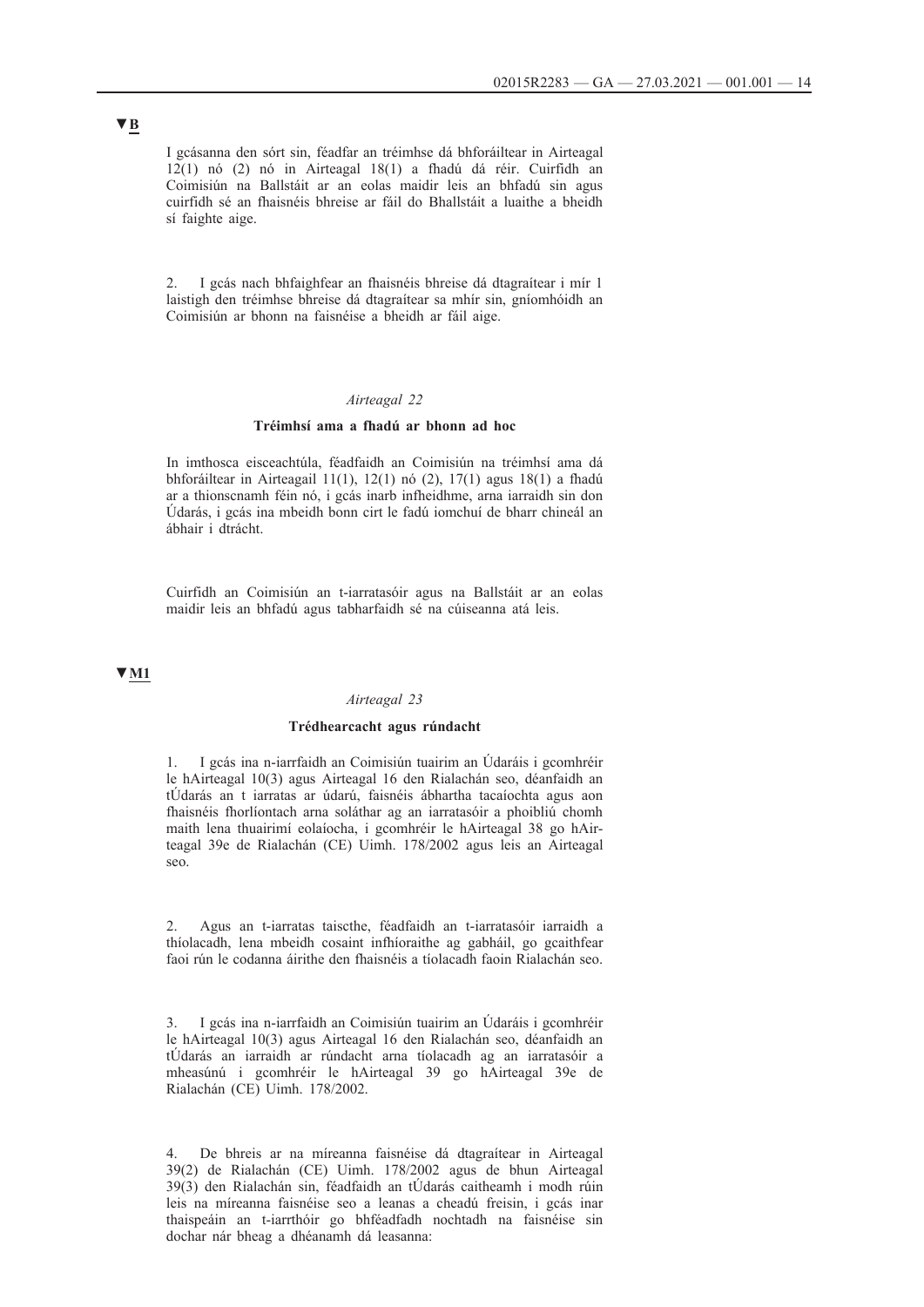▼B

I gcásanna den sórt sin, féadfar an tréimhse dá bhforáiltear in Airteagal 12(1) nó (2) nó in Airteagal 18(1) a fhadú dá réir. Cuirfidh an Coimisiún na Ballstáit ar an eolas maidir leis an bhfadú sin agus cuirfidh sé an fhaisnéis bhreise ar fáil do Bhallstáit a luaithe a bheidh sí faighte aige.

2. I gcás nach bhfaighfear an fhaisnéis bhreise dá dtagraítear i mír 1 laistigh den tréimhse bhreise dá dtagraítear sa mhír sin, gníomhóidh an Coimisiún ar bhonn na faisnéise a bheidh ar fáil aige.

*Airteagal 22*

**Tréimhsí ama a fhadú ar bhonn ad hoc**

In imthosca eisceachtúla, féadfaidh an Coimisiún na tréimhsí ama dá bhforáiltear in Airteagail 11(1), 12(1) nó (2), 17(1) agus 18(1) a fhadú ar a thionscnamh féin nó, i gcás inarb infheidhme, arna iarraidh sin don Údarás, i gcás ina mbeidh bonn cirt le fadú iomchuí de bharr chineál an ábhair i dtrácht.

Cuirfidh an Coimisiún an t-iarratasóir agus na Ballstáit ar an eolas maidir leis an bhfadú agus tabharfaidh sé na cúiseanna atá leis.

▼M1

*Airteagal 23*

**Trédhearcacht agus rúndacht**

1. I gcás ina n-iarrfaidh an Coimisiún tuairim an Údaráis i gcomhréir le hAirteagal 10(3) agus Airteagal 16 den Rialachán seo, déanfaidh an tÚdarás an t iarratas ar údarú, faisnéis ábhartha tacaíochta agus aon fhaisnéis fhorlíontach arna soláthar ag an iarratasóir a phoibliú chomh maith lena thuairimí eolaíocha, i gcomhréir le hAirteagal 38 go hAirteagal 39e de Rialachán (CE) Uimh. 178/2002 agus leis an Airteagal seo.

2. Agus an t-iarratas taiscthe, féadfaidh an t-iarratasóir iarraidh a thíolacadh, lena mbeidh cosaint infhíoraithe ag gabháil, go gcaithfear faoi rún le codanna áirithe den fhaisnéis a tíolacadh faoin Rialachán seo.

3. I gcás ina n-iarrfaidh an Coimisiún tuairim an Údaráis i gcomhréir le hAirteagal 10(3) agus Airteagal 16 den Rialachán seo, déanfaidh an tÚdarás an iarraidh ar rúndacht arna tíolacadh ag an iarratasóir a mheasúnú i gcomhréir le hAirteagal 39 go hAirteagal 39e de Rialachán (CE) Uimh. 178/2002.

4. De bhreis ar na míreanna faisnéise dá dtagraítear in Airteagal 39(2) de Rialachán (CE) Uimh. 178/2002 agus de bhun Airteagal 39(3) den Rialachán sin, féadfaidh an tÚdarás caitheamh i modh rúin leis na míreanna faisnéise seo a leanas a cheadú freisin, i gcás inar thaispeáin an t-iarrthóir go bhféadfadh nochtadh na faisnéise sin dochar nár bheag a dhéanamh dá leasanna: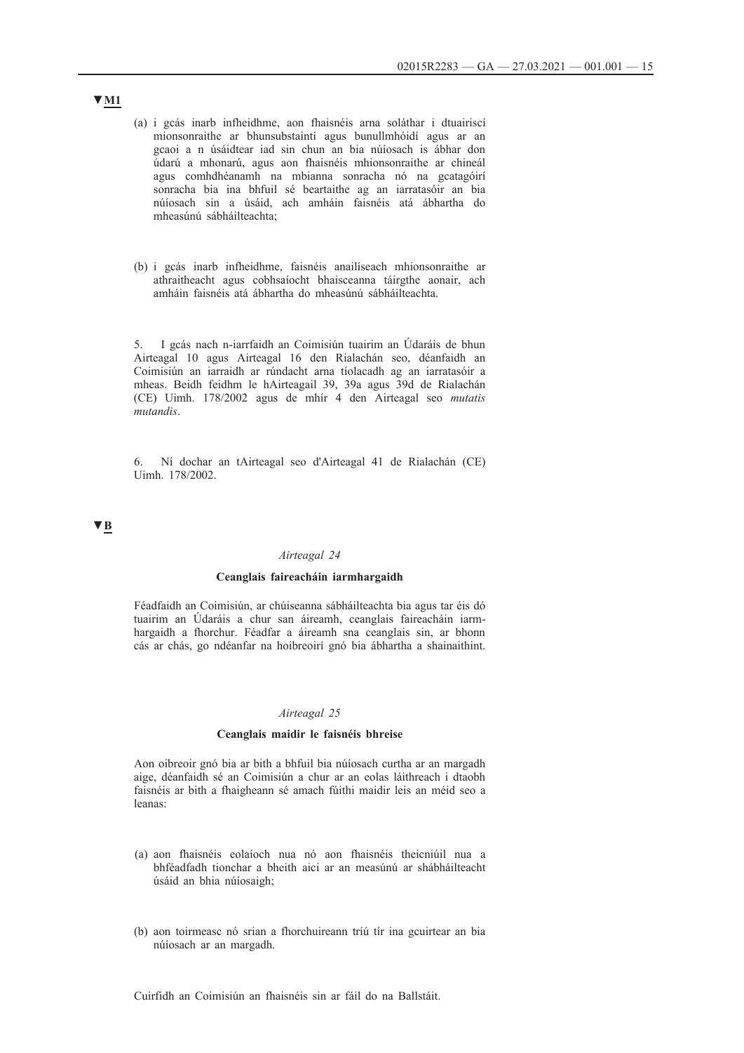▼M1

(a) i gcás inarb infheidhme, aon fhaisnéis arna soláthar i dtuairiscí mionsonraithe ar bhunsubstaintí agus bunullmhóidí agus ar an gcaoi a n úsáidtear iad sin chun an bia núíosach is ábhar don údarú a mhonarú, agus aon fhaisnéis mhionsonraithe ar chineál agus comhdhéanamh na mbianna sonracha nó na gcatagóirí sonracha bia ina bhfuil sé beartaithe ag an iarratasóir an bia núíosach sin a úsáid, ach amháin faisnéis atá ábhartha do mheasúnú sábháilteachta;

(b) i gcás inarb infheidhme, faisnéis anailíseach mhionsonraithe ar athraitheacht agus cobhsaíocht bhaisceanna táirgthe aonair, ach amháin faisnéis atá ábhartha do mheasúnú sábháilteachta.

5. I gcás nach n-iarrfaidh an Coimisiún tuairim an Údaráis de bhun Airteagal 10 agus Airteagal 16 den Rialachán seo, déanfaidh an Coimisiún an iarraidh ar rúndacht arna tíolacadh ag an iarratasóir a mheas. Beidh feidhm le hAirteagail 39, 39a agus 39d de Rialachán (CE) Uimh. 178/2002 agus de mhír 4 den Airteagal seo *mutatis mutandis*.

6. Ní dochar an tAirteagal seo d'Airteagal 41 de Rialachán (CE) Uimh. 178/2002.

▼B

*Airteagal 24*

**Ceanglais faireacháin iarmhargaidh**

Féadfaidh an Coimisiún, ar chúiseanna sábháilteachta bia agus tar éis dó tuairim an Údaráis a chur san áireamh, ceanglais faireacháin iarmhargaidh a fhorchur. Féadfar a áireamh sna ceanglais sin, ar bhonn cás ar chás, go ndéanfar na hoibreoirí gnó bia ábhartha a shainaithint.

*Airteagal 25*

**Ceanglais maidir le faisnéis bhreise**

Aon oibreoir gnó bia ar bith a bhfuil bia núíosach curtha ar an margadh aige, déanfaidh sé an Coimisiún a chur ar an eolas láithreach i dtaobh faisnéis ar bith a fhaigheann sé amach fúithi maidir leis an méid seo a leanas:

(a) aon fhaisnéis eolaíoch nua nó aon fhaisnéis theicniúil nua a bhféadfadh tionchar a bheith aici ar an measúnú ar shábháilteacht úsáid an bhia núíosaigh;

(b) aon toirmeasc nó srian a fhorchuireann tríú tír ina gcuirtear an bia núíosach ar an margadh.

Cuirfidh an Coimisiún an fhaisnéis sin ar fáil do na Ballstáit.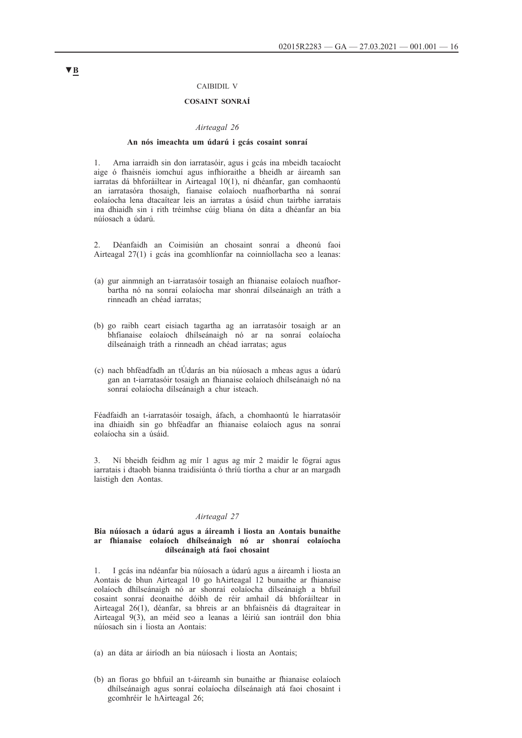▼B

CAIBIDIL V

**COSAINT SONRAÍ**

*Airteagal 26*

**An nós imeachta um údarú i gcás cosaint sonraí**

1. Arna iarraidh sin don iarratasóir, agus i gcás ina mbeidh tacaíocht aige ó fhaisnéis iomchuí agus infhíoraithe a bheidh ar áireamh san iarratas dá bhforáiltear in Airteagal 10(1), ní dhéanfar, gan comhaontú an iarratasóra thosaigh, fianaise eolaíoch nuafhorbartha ná sonraí eolaíocha lena dtacaítear leis an iarratas a úsáid chun tairbhe iarratais ina dhiaidh sin i rith tréimhse cúig bliana ón dáta a dhéanfar an bia núíosach a údarú.

2. Déanfaidh an Coimisiún an chosaint sonraí a dheonú faoi Airteagal 27(1) i gcás ina gcomhlíonfar na coinníollacha seo a leanas:

(a) gur ainmnigh an t-iarratasóir tosaigh an fhianaise eolaíoch nuafhorbartha nó na sonraí eolaíocha mar shonraí dílseánaigh an tráth a rinneadh an chéad iarratas;

(b) go raibh ceart eisiach tagartha ag an iarratasóir tosaigh ar an bhfianaise eolaíoch dhílseánaigh nó ar na sonraí eolaíocha dílseánaigh tráth a rinneadh an chéad iarratas; agus

(c) nach bhféadfadh an tÚdarás an bia núíosach a mheas agus a údarú gan an t-iarratasóir tosaigh an fhianaise eolaíoch dhílseánaigh nó na sonraí eolaíocha dílseánaigh a chur isteach.

Féadfaidh an t-iarratasóir tosaigh, áfach, a chomhaontú le hiarratasóir ina dhiaidh sin go bhféadfar an fhianaise eolaíoch agus na sonraí eolaíocha sin a úsáid.

3. Ní bheidh feidhm ag mír 1 agus ag mír 2 maidir le fógraí agus iarratais i dtaobh bianna traidisiúnta ó thríú tíortha a chur ar an margadh laistigh den Aontas.

*Airteagal 27*

**Bia núíosach a údarú agus a áireamh i liosta an Aontais bunaithe ar fhianaise eolaíoch dhílseánaigh nó ar shonraí eolaíocha dílseánaigh atá faoi chosaint**

1. I gcás ina ndéanfar bia núíosach a údarú agus a áireamh i liosta an Aontais de bhun Airteagal 10 go hAirteagal 12 bunaithe ar fhianaise eolaíoch dhílseánaigh nó ar shonraí eolaíocha dílseánaigh a bhfuil cosaint sonraí deonaithe dóibh de réir amhail dá bhforáiltear in Airteagal 26(1), déanfar, sa bhreis ar an bhfaisnéis dá dtagraítear in Airteagal 9(3), an méid seo a leanas a léiriú san iontráil don bhia núíosach sin i liosta an Aontais:

(a) an dáta ar áiríodh an bia núíosach i liosta an Aontais;

(b) an fíoras go bhfuil an t-áireamh sin bunaithe ar fhianaise eolaíoch dhílseánaigh agus sonraí eolaíocha dílseánaigh atá faoi chosaint i gcomhréir le hAirteagal 26;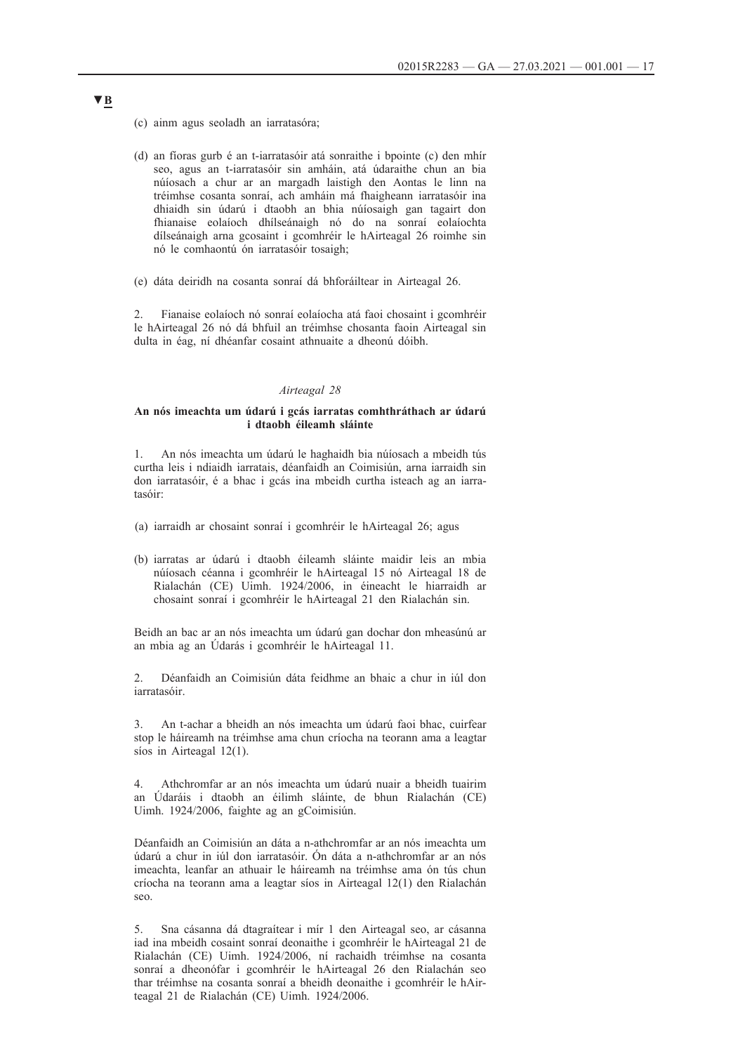▼B

(c) ainm agus seoladh an iarratasóra;

(d) an fíoras gurb é an t-iarratasóir atá sonraithe i bpointe (c) den mhír seo, agus an t-iarratasóir sin amháin, atá údaraithe chun an bia núíosach a chur ar an margadh laistigh den Aontas le linn na tréimhse cosanta sonraí, ach amháin má fhaigheann iarratasóir ina dhiaidh sin údarú i dtaobh an bhia núíosaigh gan tagairt don fhianaise eolaíoch dhílseánaigh nó do na sonraí eolaíochta dílseánaigh arna gcosaint i gcomhréir le hAirteagal 26 roimhe sin nó le comhaontú ón iarratasóir tosaigh;

(e) dáta deiridh na cosanta sonraí dá bhforáiltear in Airteagal 26.

2. Fianaise eolaíoch nó sonraí eolaíocha atá faoi chosaint i gcomhréir le hAirteagal 26 nó dá bhfuil an tréimhse chosanta faoin Airteagal sin dulta in éag, ní dhéanfar cosaint athnuaite a dheonú dóibh.

*Airteagal 28*

**An nós imeachta um údarú i gcás iarratas comhthráthach ar údarú i dtaobh éileamh sláinte**

1. An nós imeachta um údarú le haghaidh bia núíosach a mbeidh tús curtha leis i ndiaidh iarratais, déanfaidh an Coimisiún, arna iarraidh sin don iarratasóir, é a bhac i gcás ina mbeidh curtha isteach ag an iarratasóir:

(a) iarraidh ar chosaint sonraí i gcomhréir le hAirteagal 26; agus

(b) iarratas ar údarú i dtaobh éileamh sláinte maidir leis an mbia núíosach céanna i gcomhréir le hAirteagal 15 nó Airteagal 18 de Rialachán (CE) Uimh. 1924/2006, in éineacht le hiarraidh ar chosaint sonraí i gcomhréir le hAirteagal 21 den Rialachán sin.

Beidh an bac ar an nós imeachta um údarú gan dochar don mheasúnú ar an mbia ag an Údarás i gcomhréir le hAirteagal 11.

2. Déanfaidh an Coimisiún dáta feidhme an bhaic a chur in iúl don iarratasóir.

3. An t-achar a bheidh an nós imeachta um údarú faoi bhac, cuirfear stop le háireamh na tréimhse ama chun críocha na teorann ama a leagtar síos in Airteagal 12(1).

4. Athchromfar ar an nós imeachta um údarú nuair a bheidh tuairim an Údaráis i dtaobh an éilimh sláinte, de bhun Rialachán (CE) Uimh. 1924/2006, faighte ag an gCoimisiún.

Déanfaidh an Coimisiún an dáta a n-athchromfar ar an nós imeachta um údarú a chur in iúl don iarratasóir. Ón dáta a n-athchromfar ar an nós imeachta, leanfar an athuair le háireamh na tréimhse ama ón tús chun críocha na teorann ama a leagtar síos in Airteagal 12(1) den Rialachán seo.

5. Sna cásanna dá dtagraítear i mír 1 den Airteagal seo, ar cásanna iad ina mbeidh cosaint sonraí deonaithe i gcomhréir le hAirteagal 21 de Rialachán (CE) Uimh. 1924/2006, ní rachaidh tréimhse na cosanta sonraí a dheonófar i gcomhréir le hAirteagal 26 den Rialachán seo thar tréimhse na cosanta sonraí a bheidh deonaithe i gcomhréir le hAirteagal 21 de Rialachán (CE) Uimh. 1924/2006.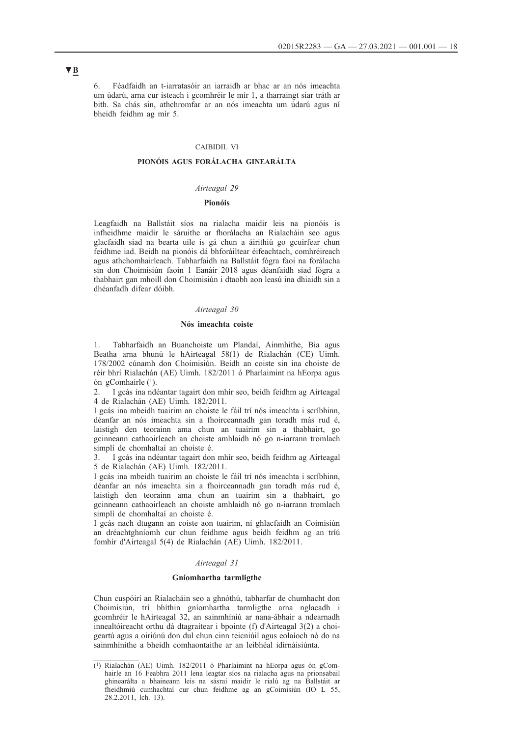▼B

6. Féadfaidh an t-iarratasóir an iarraidh ar bhac ar an nós imeachta um údarú, arna cur isteach i gcomhréir le mír 1, a tharraingt siar tráth ar bith. Sa chás sin, athchromfar ar an nós imeachta um údarú agus ní bheidh feidhm ag mír 5.

CAIBIDIL VI

## PIONÓIS AGUS FORÁLACHA GINEARÁLTA

*Airteagal 29*

### Pionóis

Leagfaidh na Ballstáit síos na rialacha maidir leis na pionóis is infheidhme maidir le sáruithe ar fhorálacha an Rialacháin seo agus glacfaidh siad na bearta uile is gá chun a áirithiú go gcuirfear chun feidhme iad. Beidh na pionóis dá bhforáiltear éifeachtach, comhréireach agus athchomhairleach. Tabharfaidh na Ballstáit fógra faoi na forálacha sin don Choimisiún faoin 1 Eanáir 2018 agus déanfaidh siad fógra a thabhairt gan mhoill don Choimisiún i dtaobh aon leasú ina dhiaidh sin a dhéanfadh difear dóibh.

*Airteagal 30*

### Nós imeachta coiste

1. Tabharfaidh an Buanchoiste um Plandaí, Ainmhithe, Bia agus Beatha arna bhunú le hAirteagal 58(1) de Rialachán (CE) Uimh. 178/2002 cúnamh don Choimisiún. Beidh an coiste sin ina choiste de réir bhrí Rialachán (AE) Uimh. 182/2011 ó Pharlaimint na hEorpa agus ón gComhairle [1].

2. I gcás ina ndéantar tagairt don mhír seo, beidh feidhm ag Airteagal 4 de Rialachán (AE) Uimh. 182/2011.

I gcás ina mbeidh tuairim an choiste le fáil trí nós imeachta i scríbhinn, déanfar an nós imeachta sin a fhoirceannadh gan toradh más rud é, laistigh den teorainn ama chun an tuairim sin a thabhairt, go gcinneann cathaoirleach an choiste amhlaidh nó go n-iarrann tromlach simplí de chomhaltaí an choiste é.

3. I gcás ina ndéantar tagairt don mhír seo, beidh feidhm ag Airteagal 5 de Rialachán (AE) Uimh. 182/2011.

I gcás ina mbeidh tuairim an choiste le fáil trí nós imeachta i scríbhinn, déanfar an nós imeachta sin a fhoirceannadh gan toradh más rud é, laistigh den teorainn ama chun an tuairim sin a thabhairt, go gcinneann cathaoirleach an choiste amhlaidh nó go n-iarrann tromlach simplí de chomhaltaí an choiste é.

I gcás nach dtugann an coiste aon tuairim, ní ghlacfaidh an Coimisiún an dréachtghníomh cur chun feidhme agus beidh feidhm ag an tríú fomhír d'Airteagal 5(4) de Rialachán (AE) Uimh. 182/2011.

*Airteagal 31*

### Gníomhartha tarmligthe

Chun cuspóirí an Rialacháin seo a ghnóthú, tabharfar de chumhacht don Choimisiún, trí bhíthin gníomhartha tarmligthe arna nglacadh i gcomhréir le hAirteagal 32, an sainmhíniú ar nana-ábhair a ndearnadh innealtóireacht orthu dá dtagraítear i bpointe (f) d'Airteagal 3(2) a choigeartú agus a oiriúnú don dul chun cinn teicniúil agus eolaíoch nó do na sainmhínithe a bheidh comhaontaithe ar an leibhéal idirnáisiúnta.

---

[1] Rialachán (AE) Uimh. 182/2011 ó Pharlaimint na hEorpa agus ón gComhairle an 16 Feabhra 2011 lena leagtar síos na rialacha agus na prionsabail ghinearálta a bhaineann leis na sásraí maidir le rialú ag na Ballstáit ar fheidhmiú cumhachtaí cur chun feidhme ag an gCoimisiún (IO L 55, 28.2.2011, lch. 13).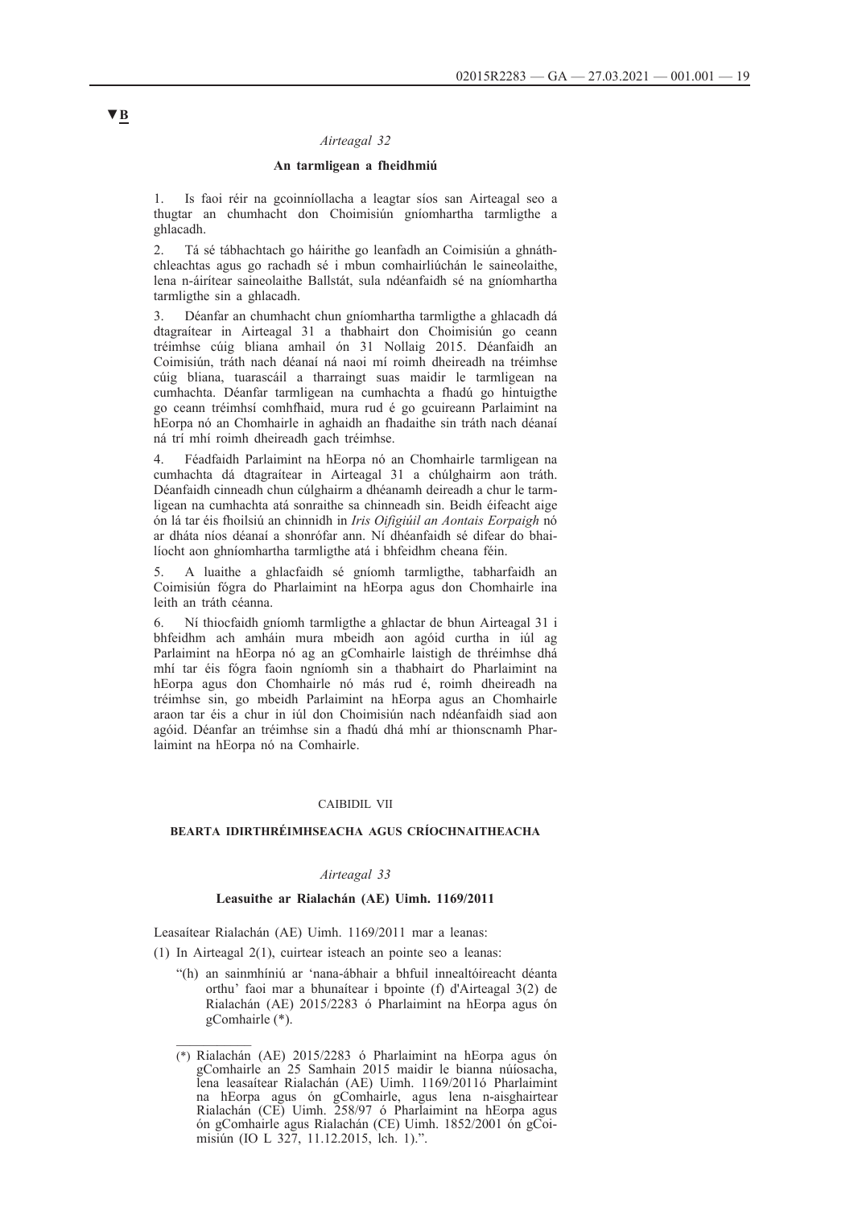▼B

*Airteagal 32*

**An tarmligean a fheidhmiú**

1. Is faoi réir na gcoinníollacha a leagtar síos san Airteagal seo a thugtar an chumhacht don Choimisiún gníomhartha tarmligthe a ghlacadh.

2. Tá sé tábhachtach go háirithe go leanfadh an Coimisiún a ghnáthchleachtas agus go rachadh sé i mbun comhairliúchán le saineolaithe, lena n-áirítear saineolaithe Ballstát, sula ndéanfaidh sé na gníomhartha tarmligthe sin a ghlacadh.

3. Déanfar an chumhacht chun gníomhartha tarmligthe a ghlacadh dá dtagraítear in Airteagal 31 a thabhairt don Choimisiún go ceann tréimhse cúig bliana amhail ón 31 Nollaig 2015. Déanfaidh an Coimisiún, tráth nach déanaí ná naoi mí roimh dheireadh na tréimhse cúig bliana, tuarascáil a tharraingt suas maidir le tarmligean na cumhachta. Déanfar tarmligean na cumhachta a fhadú go hintuigthe go ceann tréimhsí comhfhaid, mura rud é go gcuireann Parlaimint na hEorpa nó an Chomhairle in aghaidh an fhadaithe sin tráth nach déanaí ná trí mhí roimh dheireadh gach tréimhse.

4. Féadfaidh Parlaimint na hEorpa nó an Chomhairle tarmligean na cumhachta dá dtagraítear in Airteagal 31 a chúlghairm aon tráth. Déanfaidh cinneadh chun cúlghairm a dhéanamh deireadh a chur le tarmligean na cumhachta atá sonraithe sa chinneadh sin. Beidh éifeacht aige ón lá tar éis fhoilsiú an chinnidh in *Iris Oifigiúil an Aontais Eorpaigh* nó ar dháta níos déanaí a shonrófar ann. Ní dhéanfaidh sé difear do bhailíocht aon ghníomhartha tarmligthe atá i bhfeidhm cheana féin.

5. A luaithe a ghlacfaidh sé gníomh tarmligthe, tabharfaidh an Coimisiún fógra do Pharlaimint na hEorpa agus don Chomhairle ina leith an tráth céanna.

6. Ní thiocfaidh gníomh tarmligthe a ghlactar de bhun Airteagal 31 i bhfeidhm ach amháin mura mbeidh aon agóid curtha in iúl ag Parlaimint na hEorpa nó ag an gComhairle laistigh de thréimhse dhá mhí tar éis fógra faoin ngníomh sin a thabhairt do Pharlaimint na hEorpa agus don Chomhairle nó más rud é, roimh dheireadh na tréimhse sin, go mbeidh Parlaimint na hEorpa agus an Chomhairle araon tar éis a chur in iúl don Choimisiún nach ndéanfaidh siad aon agóid. Déanfar an tréimhse sin a fhadú dhá mhí ar thionscnamh Pharlaimint na hEorpa nó na Comhairle.

CAIBIDIL VII

**BEARTA IDIRTHRÉIMHSEACHA AGUS CRÍOCHNAITHEACHA**

*Airteagal 33*

**Leasuithe ar Rialachán (AE) Uimh. 1169/2011**

Leasaítear Rialachán (AE) Uimh. 1169/2011 mar a leanas:

(1) In Airteagal 2(1), cuirtear isteach an pointe seo a leanas:

"(h) an sainmhíniú ar 'nana-ábhair a bhfuil innealtóireacht déanta orthu' faoi mar a bhunaítear i bpointe (f) d'Airteagal 3(2) de Rialachán (AE) 2015/2283 ó Pharlaimint na hEorpa agus ón gComhairle (*).

(*) Rialachán (AE) 2015/2283 ó Pharlaimint na hEorpa agus ón gComhairle an 25 Samhain 2015 maidir le bianna núíosacha, lena leasaítear Rialachán (AE) Uimh. 1169/2011ó Pharlaimint na hEorpa agus ón gComhairle, agus lena n-aisghairtear Rialachán (CE) Uimh. 258/97 ó Pharlaimint na hEorpa agus ón gComhairle agus Rialachán (CE) Uimh. 1852/2001 ón gCoimisiún (IO L 327, 11.12.2015, lch. 1).".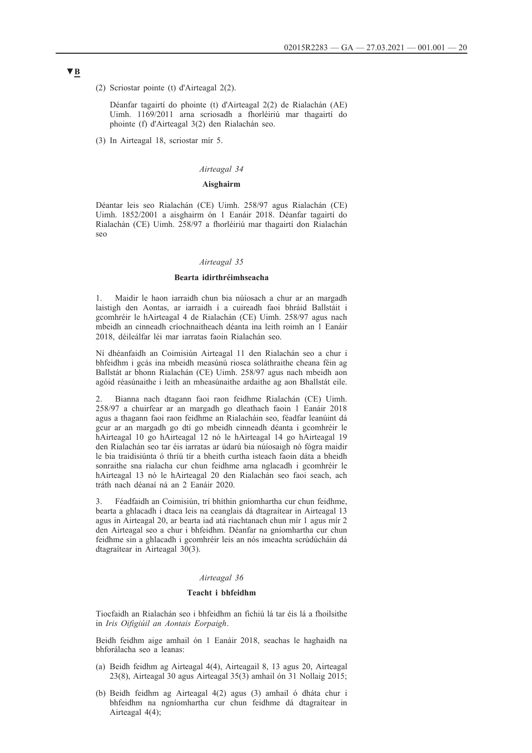▼B

(2) Scriostar pointe (t) d'Airteagal 2(2).

Déanfar tagairtí do phointe (t) d'Airteagal 2(2) de Rialachán (AE) Uimh. 1169/2011 arna scriosadh a fhorléiriú mar thagairtí do phointe (f) d'Airteagal 3(2) den Rialachán seo.

(3) In Airteagal 18, scriostar mír 5.

*Airteagal 34*

**Aisghairm**

Déantar leis seo Rialachán (CE) Uimh. 258/97 agus Rialachán (CE) Uimh. 1852/2001 a aisghairm ón 1 Eanáir 2018. Déanfar tagairtí do Rialachán (CE) Uimh. 258/97 a fhorléiriú mar thagairtí don Rialachán seo

*Airteagal 35*

**Bearta idirthréimhseacha**

1. Maidir le haon iarraidh chun bia núíosach a chur ar an margadh laistigh den Aontas, ar iarraidh í a cuireadh faoi bhráid Ballstáit i gcomhréir le hAirteagal 4 de Rialachán (CE) Uimh. 258/97 agus nach mbeidh an cinneadh críochnaitheach déanta ina leith roimh an 1 Eanáir 2018, déileálfar léi mar iarratas faoin Rialachán seo.

Ní dhéanfaidh an Coimisiún Airteagal 11 den Rialachán seo a chur i bhfeidhm i gcás ina mbeidh measúnú riosca soláthraithe cheana féin ag Ballstát ar bhonn Rialachán (CE) Uimh. 258/97 agus nach mbeidh aon agóid réasúnaithe i leith an mheasúnaithe ardaithe ag aon Bhallstát eile.

2. Bianna nach dtagann faoi raon feidhme Rialachán (CE) Uimh. 258/97 a chuirfear ar an margadh go dleathach faoin 1 Eanáir 2018 agus a thagann faoi raon feidhme an Rialacháin seo, féadfar leanúint dá gcur ar an margadh go dtí go mbeidh cinneadh déanta i gcomhréir le hAirteagal 10 go hAirteagal 12 nó le hAirteagal 14 go hAirteagal 19 den Rialachán seo tar éis iarratas ar údarú bia núíosaigh nó fógra maidir le bia traidisiúnta ó thríú tír a bheith curtha isteach faoin dáta a bheidh sonraithe sna rialacha cur chun feidhme arna nglacadh i gcomhréir le hAirteagal 13 nó le hAirteagal 20 den Rialachán seo faoi seach, ach tráth nach déanaí ná an 2 Eanáir 2020.

3. Féadfaidh an Coimisiún, trí bhíthin gníomhartha cur chun feidhme, bearta a ghlacadh i dtaca leis na ceanglais dá dtagraítear in Airteagal 13 agus in Airteagal 20, ar bearta iad atá riachtanach chun mír 1 agus mír 2 den Airteagal seo a chur i bhfeidhm. Déanfar na gníomhartha cur chun feidhme sin a ghlacadh i gcomhréir leis an nós imeachta scrúdúcháin dá dtagraítear in Airteagal 30(3).

*Airteagal 36*

**Teacht i bhfeidhm**

Tiocfaidh an Rialachán seo i bhfeidhm an fichiú lá tar éis lá a fhoilsithe in *Iris Oifigiúil an Aontais Eorpaigh*.

Beidh feidhm aige amhail ón 1 Eanáir 2018, seachas le haghaidh na bhforálacha seo a leanas:

(a) Beidh feidhm ag Airteagal 4(4), Airteagail 8, 13 agus 20, Airteagal 23(8), Airteagal 30 agus Airteagal 35(3) amhail ón 31 Nollaig 2015;

(b) Beidh feidhm ag Airteagal 4(2) agus (3) amhail ó dháta chur i bhfeidhm na ngníomhartha cur chun feidhme dá dtagraítear in Airteagal 4(4);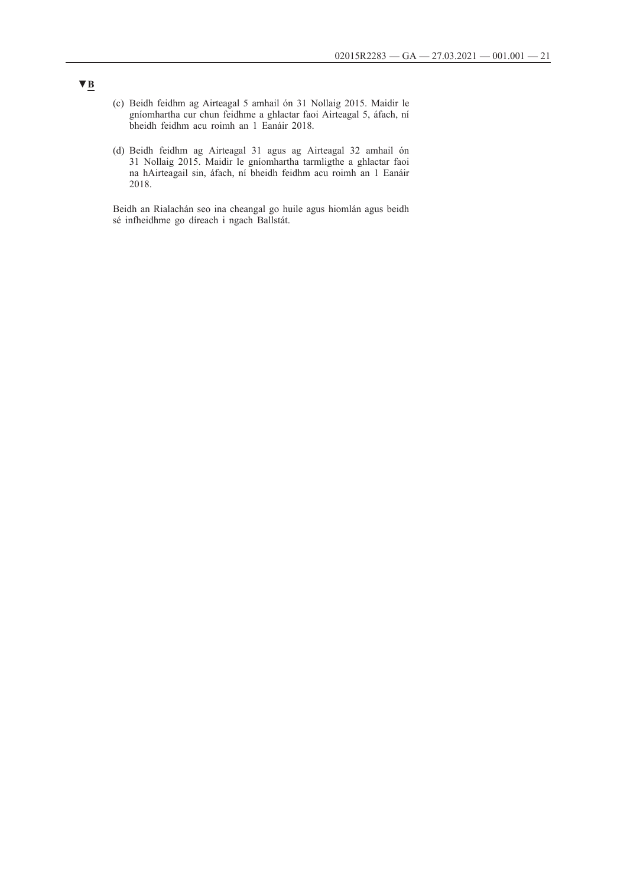▼B

(c) Beidh feidhm ag Airteagal 5 amhail ón 31 Nollaig 2015. Maidir le gníomhartha cur chun feidhme a ghlactar faoi Airteagal 5, áfach, ní bheidh feidhm acu roimh an 1 Eanáir 2018.

(d) Beidh feidhm ag Airteagal 31 agus ag Airteagal 32 amhail ón 31 Nollaig 2015. Maidir le gníomhartha tarmligthe a ghlactar faoi na hAirteagail sin, áfach, ní bheidh feidhm acu roimh an 1 Eanáir 2018.

Beidh an Rialachán seo ina cheangal go huile agus hiomlán agus beidh sé infheidhme go díreach i ngach Ballstát.